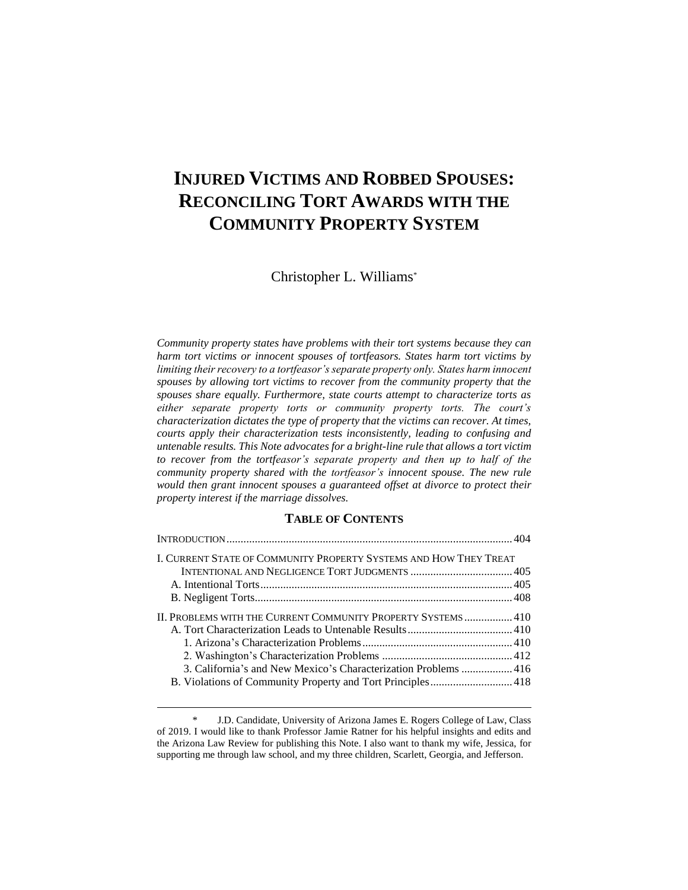# INJURED VICTIMS AND ROBBED SPOUSES: RECONCILING TORT AWARDS WITH THE COMMUNITY PROPERTY SYSTEM

Christopher L. Williams*

*Community property states have problems with their tort systems because they can harm tort victims or innocent spouses of tortfeasors. States harm tort victims by limiting their recovery to a tortfeasor's separate property only. States harm innocent spouses by allowing tort victims to recover from the community property that the spouses share equally. Furthermore, state courts attempt to characterize torts as either separate property torts or community property torts. The court's characterization dictates the type of property that the victims can recover. At times, courts apply their characterization tests inconsistently, leading to confusing and untenable results. This Note advocates for a bright-line rule that allows a tort victim to recover from the tortfeasor's separate property and then up to half of the community property shared with the tortfeasor's innocent spouse. The new rule would then grant innocent spouses a guaranteed offset at divorce to protect their property interest if the marriage dissolves.*

## TABLE OF CONTENTS

INTRODUCTION .... 404

I. CURRENT STATE OF COMMUNITY PROPERTY SYSTEMS AND HOW THEY TREAT INTENTIONAL AND NEGLIGENCE TORT JUDGMENTS .... 405
- A. Intentional Torts .... 405
- B. Negligent Torts .... 408

II. PROBLEMS WITH THE CURRENT COMMUNITY PROPERTY SYSTEMS .... 410
- A. Tort Characterization Leads to Untenable Results .... 410
  - 1. Arizona's Characterization Problems .... 410
  - 2. Washington's Characterization Problems .... 412
  - 3. California's and New Mexico's Characterization Problems .... 416
- B. Violations of Community Property and Tort Principles .... 418

---

\* J.D. Candidate, University of Arizona James E. Rogers College of Law, Class of 2019. I would like to thank Professor Jamie Ratner for his helpful insights and edits and the Arizona Law Review for publishing this Note. I also want to thank my wife, Jessica, for supporting me through law school, and my three children, Scarlett, Georgia, and Jefferson.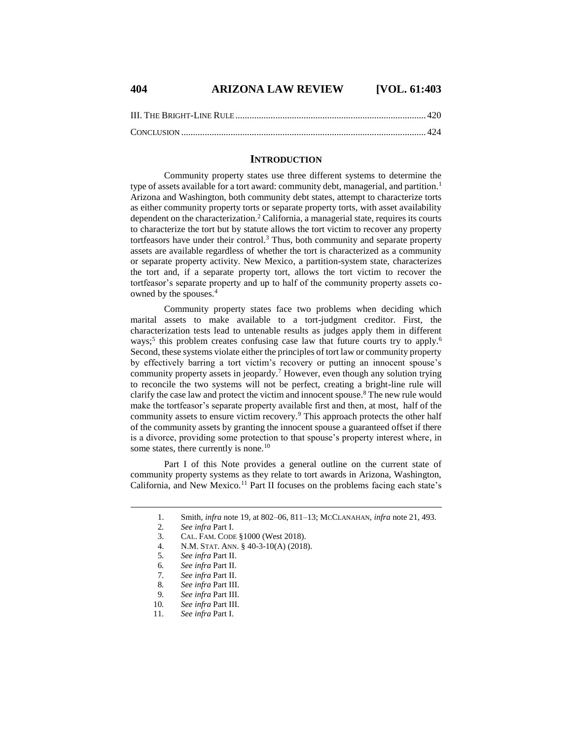III. The Bright-Line Rule ................................................................................. 420

Conclusion ....................................................................................................... 424

## Introduction

Community property states use three different systems to determine the type of assets available for a tort award: community debt, managerial, and partition.[1] Arizona and Washington, both community debt states, attempt to characterize torts as either community property torts or separate property torts, with asset availability dependent on the characterization.[2] California, a managerial state, requires its courts to characterize the tort but by statute allows the tort victim to recover any property tortfeasors have under their control.[3] Thus, both community and separate property assets are available regardless of whether the tort is characterized as a community or separate property activity. New Mexico, a partition-system state, characterizes the tort and, if a separate property tort, allows the tort victim to recover the tortfeasor's separate property and up to half of the community property assets co-owned by the spouses.[4]

Community property states face two problems when deciding which marital assets to make available to a tort-judgment creditor. First, the characterization tests lead to untenable results as judges apply them in different ways;[5] this problem creates confusing case law that future courts try to apply.[6] Second, these systems violate either the principles of tort law or community property by effectively barring a tort victim's recovery or putting an innocent spouse's community property assets in jeopardy.[7] However, even though any solution trying to reconcile the two systems will not be perfect, creating a bright-line rule will clarify the case law and protect the victim and innocent spouse.[8] The new rule would make the tortfeasor's separate property available first and then, at most, half of the community assets to ensure victim recovery.[9] This approach protects the other half of the community assets by granting the innocent spouse a guaranteed offset if there is a divorce, providing some protection to that spouse's property interest where, in some states, there currently is none.[10]

Part I of this Note provides a general outline on the current state of community property systems as they relate to tort awards in Arizona, Washington, California, and New Mexico.[11] Part II focuses on the problems facing each state's

---

1. Smith, *infra* note 19, at 802–06, 811–13; McClanahan, *infra* note 21, 493.
2. *See infra* Part I.
3. Cal. Fam. Code §1000 (West 2018).
4. N.M. Stat. Ann. § 40-3-10(A) (2018).
5. *See infra* Part II.
6. *See infra* Part II.
7. *See infra* Part II.
8. *See infra* Part III.
9. *See infra* Part III.
10. *See infra* Part III.
11. *See infra* Part I.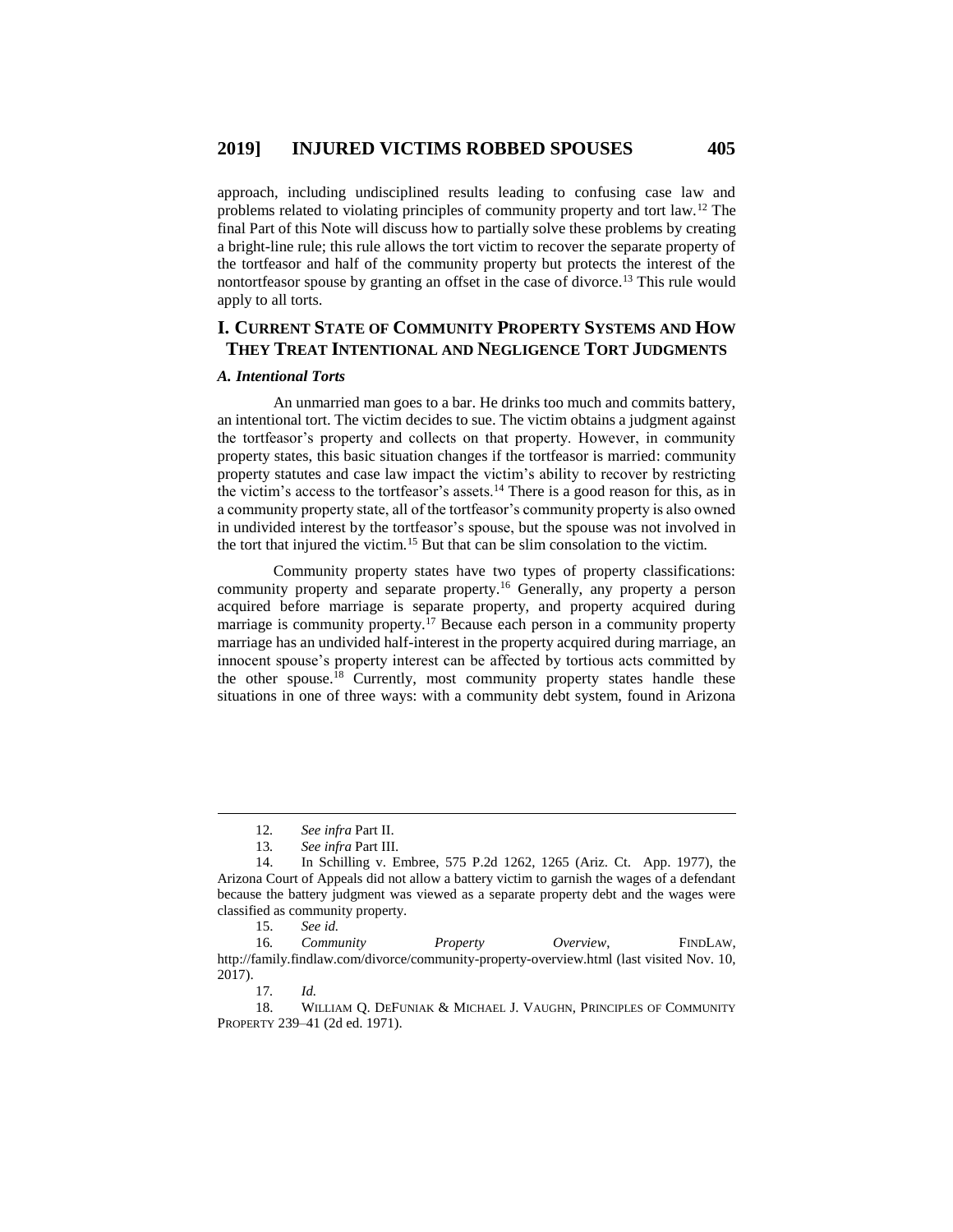approach, including undisciplined results leading to confusing case law and problems related to violating principles of community property and tort law.[12] The final Part of this Note will discuss how to partially solve these problems by creating a bright-line rule; this rule allows the tort victim to recover the separate property of the tortfeasor and half of the community property but protects the interest of the nontortfeasor spouse by granting an offset in the case of divorce.[13] This rule would apply to all torts.

## I. Current State of Community Property Systems and How They Treat Intentional and Negligence Tort Judgments

### *A. Intentional Torts*

An unmarried man goes to a bar. He drinks too much and commits battery, an intentional tort. The victim decides to sue. The victim obtains a judgment against the tortfeasor's property and collects on that property. However, in community property states, this basic situation changes if the tortfeasor is married: community property statutes and case law impact the victim's ability to recover by restricting the victim's access to the tortfeasor's assets.[14] There is a good reason for this, as in a community property state, all of the tortfeasor's community property is also owned in undivided interest by the tortfeasor's spouse, but the spouse was not involved in the tort that injured the victim.[15] But that can be slim consolation to the victim.

Community property states have two types of property classifications: community property and separate property.[16] Generally, any property a person acquired before marriage is separate property, and property acquired during marriage is community property.[17] Because each person in a community property marriage has an undivided half-interest in the property acquired during marriage, an innocent spouse's property interest can be affected by tortious acts committed by the other spouse.[18] Currently, most community property states handle these situations in one of three ways: with a community debt system, found in Arizona

---

12. *See infra* Part II.

13. *See infra* Part III.

14. In Schilling v. Embree, 575 P.2d 1262, 1265 (Ariz. Ct. App. 1977), the Arizona Court of Appeals did not allow a battery victim to garnish the wages of a defendant because the battery judgment was viewed as a separate property debt and the wages were classified as community property.

15. *See id.*

16. *Community Property Overview*, FINDLAW, http://family.findlaw.com/divorce/community-property-overview.html (last visited Nov. 10, 2017).

17. *Id.*

18. WILLIAM Q. DEFUNIAK & MICHAEL J. VAUGHN, PRINCIPLES OF COMMUNITY PROPERTY 239–41 (2d ed. 1971).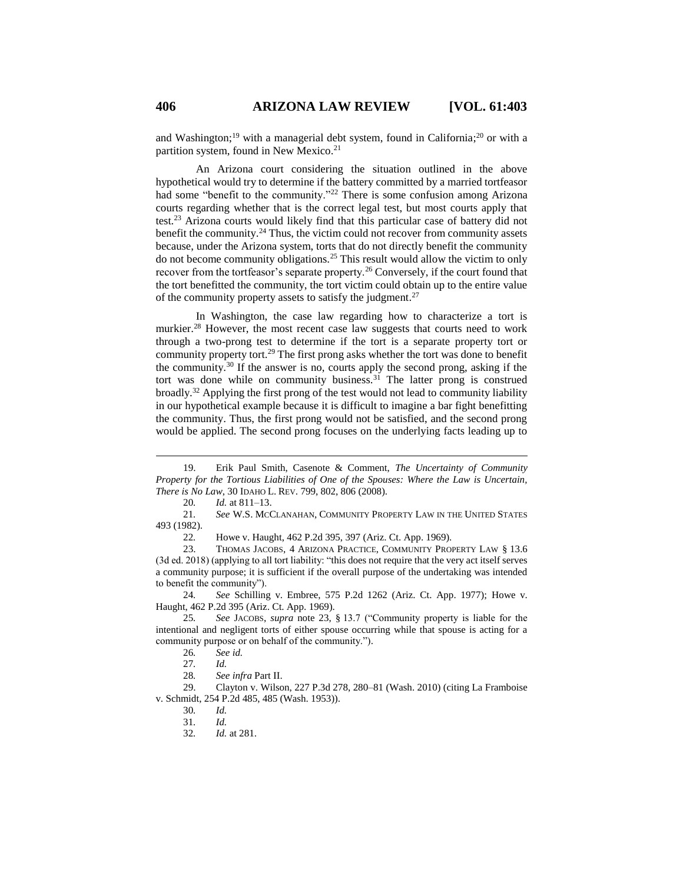and Washington;[19] with a managerial debt system, found in California;[20] or with a partition system, found in New Mexico.[21]

An Arizona court considering the situation outlined in the above hypothetical would try to determine if the battery committed by a married tortfeasor had some "benefit to the community."[22] There is some confusion among Arizona courts regarding whether that is the correct legal test, but most courts apply that test.[23] Arizona courts would likely find that this particular case of battery did not benefit the community.[24] Thus, the victim could not recover from community assets because, under the Arizona system, torts that do not directly benefit the community do not become community obligations.[25] This result would allow the victim to only recover from the tortfeasor's separate property.[26] Conversely, if the court found that the tort benefitted the community, the tort victim could obtain up to the entire value of the community property assets to satisfy the judgment.[27]

In Washington, the case law regarding how to characterize a tort is murkier.[28] However, the most recent case law suggests that courts need to work through a two-prong test to determine if the tort is a separate property tort or community property tort.[29] The first prong asks whether the tort was done to benefit the community.[30] If the answer is no, courts apply the second prong, asking if the tort was done while on community business.[31] The latter prong is construed broadly.[32] Applying the first prong of the test would not lead to community liability in our hypothetical example because it is difficult to imagine a bar fight benefitting the community. Thus, the first prong would not be satisfied, and the second prong would be applied. The second prong focuses on the underlying facts leading up to

---

19. Erik Paul Smith, Casenote & Comment, *The Uncertainty of Community Property for the Tortious Liabilities of One of the Spouses: Where the Law is Uncertain, There is No Law*, 30 IDAHO L. REV. 799, 802, 806 (2008).

20. *Id.* at 811–13.

21. *See* W.S. MCCLANAHAN, COMMUNITY PROPERTY LAW IN THE UNITED STATES 493 (1982).

22. Howe v. Haught, 462 P.2d 395, 397 (Ariz. Ct. App. 1969).

23. THOMAS JACOBS, 4 ARIZONA PRACTICE, COMMUNITY PROPERTY LAW § 13.6 (3d ed. 2018) (applying to all tort liability: "this does not require that the very act itself serves a community purpose; it is sufficient if the overall purpose of the undertaking was intended to benefit the community").

24. *See* Schilling v. Embree, 575 P.2d 1262 (Ariz. Ct. App. 1977); Howe v. Haught, 462 P.2d 395 (Ariz. Ct. App. 1969).

25. *See* JACOBS, *supra* note 23, § 13.7 ("Community property is liable for the intentional and negligent torts of either spouse occurring while that spouse is acting for a community purpose or on behalf of the community.").

26. *See id.*

27. *Id.*

28. *See infra* Part II.

29. Clayton v. Wilson, 227 P.3d 278, 280–81 (Wash. 2010) (citing La Framboise v. Schmidt, 254 P.2d 485, 485 (Wash. 1953)).

30. *Id.*

31. *Id.*

32. *Id.* at 281.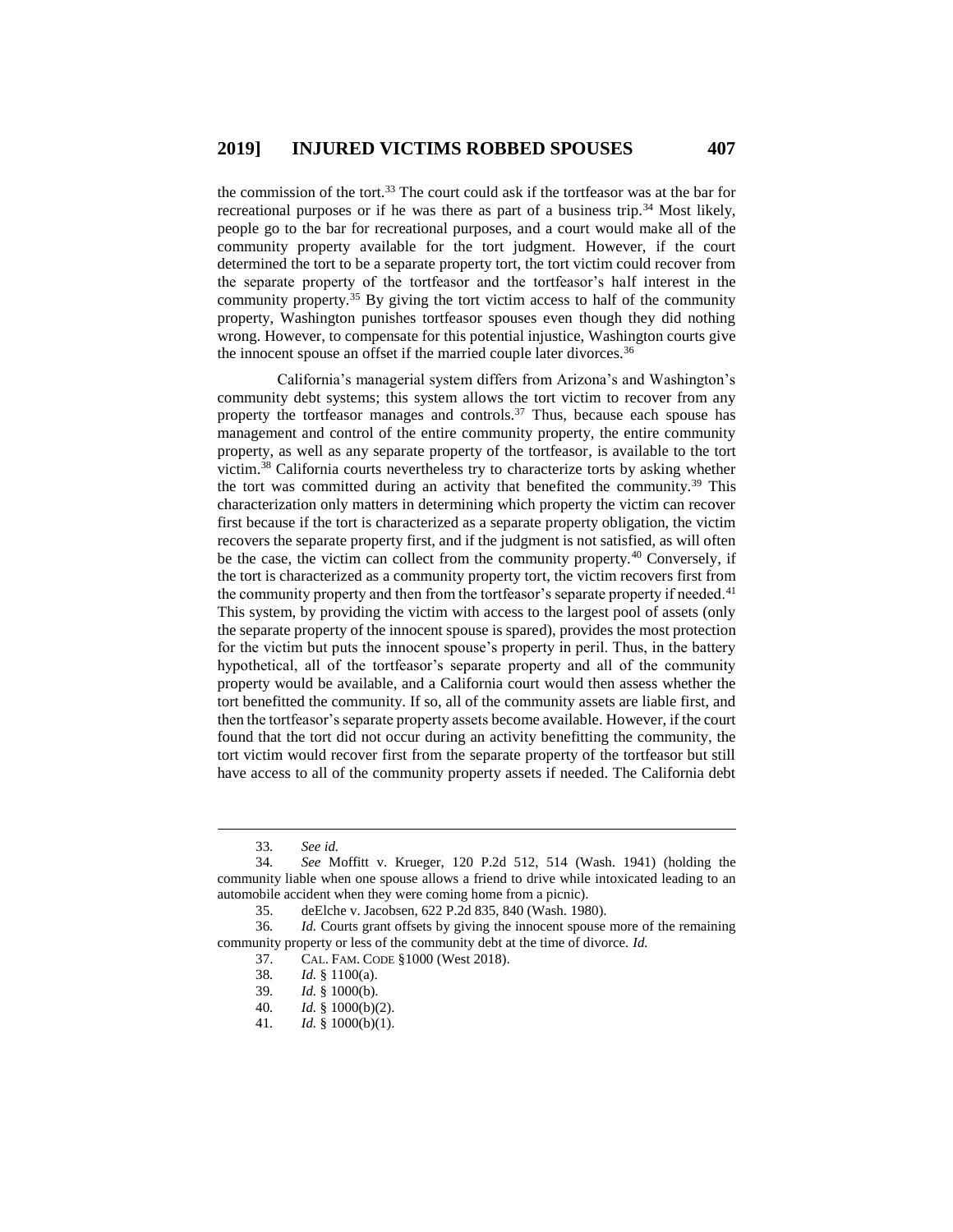the commission of the tort.[33] The court could ask if the tortfeasor was at the bar for recreational purposes or if he was there as part of a business trip.[34] Most likely, people go to the bar for recreational purposes, and a court would make all of the community property available for the tort judgment. However, if the court determined the tort to be a separate property tort, the tort victim could recover from the separate property of the tortfeasor and the tortfeasor's half interest in the community property.[35] By giving the tort victim access to half of the community property, Washington punishes tortfeasor spouses even though they did nothing wrong. However, to compensate for this potential injustice, Washington courts give the innocent spouse an offset if the married couple later divorces.[36]

California's managerial system differs from Arizona's and Washington's community debt systems; this system allows the tort victim to recover from any property the tortfeasor manages and controls.[37] Thus, because each spouse has management and control of the entire community property, the entire community property, as well as any separate property of the tortfeasor, is available to the tort victim.[38] California courts nevertheless try to characterize torts by asking whether the tort was committed during an activity that benefited the community.[39] This characterization only matters in determining which property the victim can recover first because if the tort is characterized as a separate property obligation, the victim recovers the separate property first, and if the judgment is not satisfied, as will often be the case, the victim can collect from the community property.[40] Conversely, if the tort is characterized as a community property tort, the victim recovers first from the community property and then from the tortfeasor's separate property if needed.[41] This system, by providing the victim with access to the largest pool of assets (only the separate property of the innocent spouse is spared), provides the most protection for the victim but puts the innocent spouse's property in peril. Thus, in the battery hypothetical, all of the tortfeasor's separate property and all of the community property would be available, and a California court would then assess whether the tort benefitted the community. If so, all of the community assets are liable first, and then the tortfeasor's separate property assets become available. However, if the court found that the tort did not occur during an activity benefitting the community, the tort victim would recover first from the separate property of the tortfeasor but still have access to all of the community property assets if needed. The California debt

---

33. *See id.*

34. *See* Moffitt v. Krueger, 120 P.2d 512, 514 (Wash. 1941) (holding the community liable when one spouse allows a friend to drive while intoxicated leading to an automobile accident when they were coming home from a picnic).

35. deElche v. Jacobsen, 622 P.2d 835, 840 (Wash. 1980).

36. *Id.* Courts grant offsets by giving the innocent spouse more of the remaining community property or less of the community debt at the time of divorce. *Id.*

37. CAL. FAM. CODE §1000 (West 2018).

38. *Id.* § 1100(a).

39. *Id.* § 1000(b).

40. *Id.* § 1000(b)(2).

41. *Id.* § 1000(b)(1).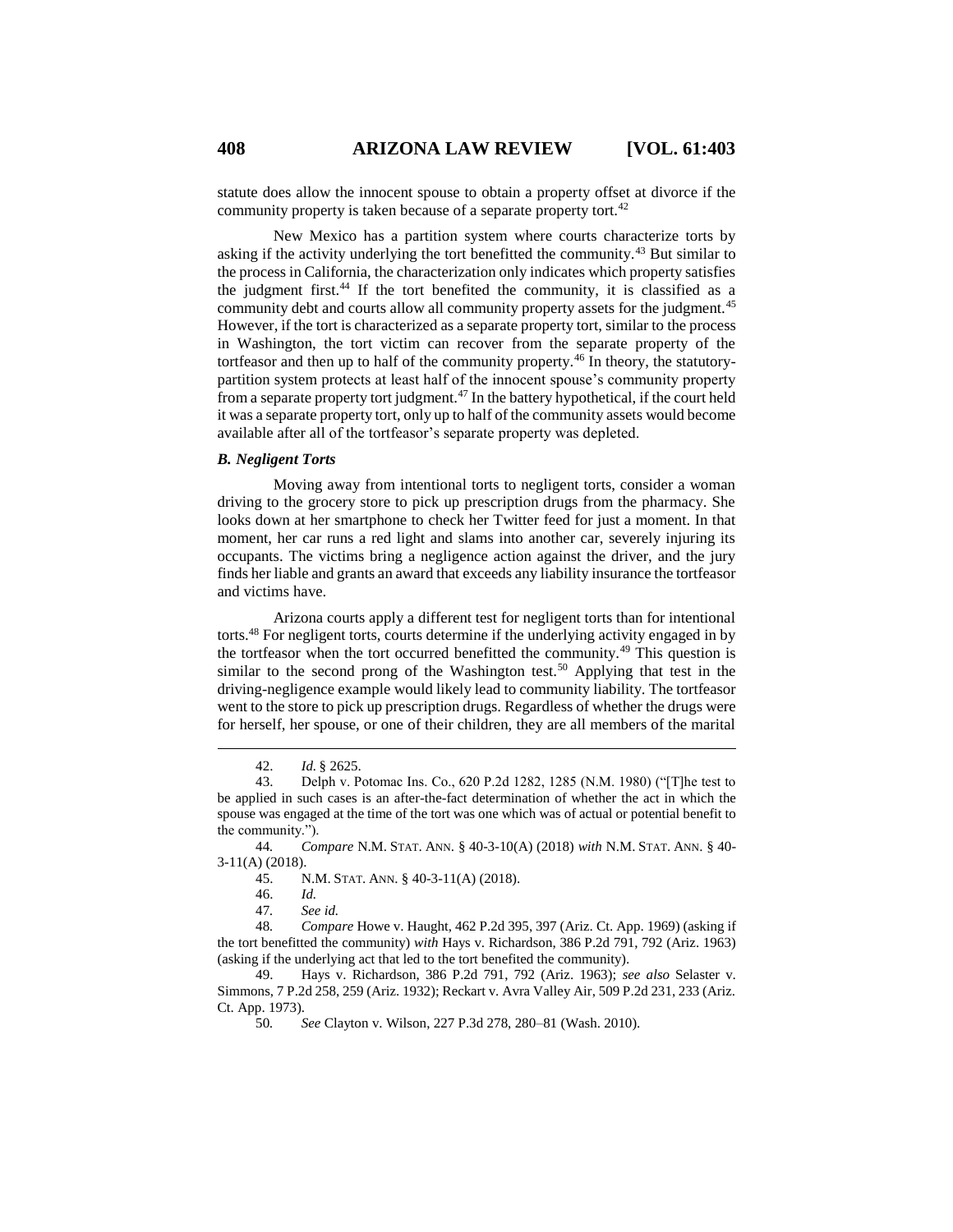statute does allow the innocent spouse to obtain a property offset at divorce if the community property is taken because of a separate property tort.[42]

New Mexico has a partition system where courts characterize torts by asking if the activity underlying the tort benefitted the community.[43] But similar to the process in California, the characterization only indicates which property satisfies the judgment first.[44] If the tort benefited the community, it is classified as a community debt and courts allow all community property assets for the judgment.[45] However, if the tort is characterized as a separate property tort, similar to the process in Washington, the tort victim can recover from the separate property of the tortfeasor and then up to half of the community property.[46] In theory, the statutory-partition system protects at least half of the innocent spouse's community property from a separate property tort judgment.[47] In the battery hypothetical, if the court held it was a separate property tort, only up to half of the community assets would become available after all of the tortfeasor's separate property was depleted.

### *B. Negligent Torts*

Moving away from intentional torts to negligent torts, consider a woman driving to the grocery store to pick up prescription drugs from the pharmacy. She looks down at her smartphone to check her Twitter feed for just a moment. In that moment, her car runs a red light and slams into another car, severely injuring its occupants. The victims bring a negligence action against the driver, and the jury finds her liable and grants an award that exceeds any liability insurance the tortfeasor and victims have.

Arizona courts apply a different test for negligent torts than for intentional torts.[48] For negligent torts, courts determine if the underlying activity engaged in by the tortfeasor when the tort occurred benefitted the community.[49] This question is similar to the second prong of the Washington test.[50] Applying that test in the driving-negligence example would likely lead to community liability. The tortfeasor went to the store to pick up prescription drugs. Regardless of whether the drugs were for herself, her spouse, or one of their children, they are all members of the marital

---

42. *Id.* § 2625.

43. Delph v. Potomac Ins. Co., 620 P.2d 1282, 1285 (N.M. 1980) ("[T]he test to be applied in such cases is an after-the-fact determination of whether the act in which the spouse was engaged at the time of the tort was one which was of actual or potential benefit to the community.").

44. *Compare* N.M. STAT. ANN. § 40-3-10(A) (2018) *with* N.M. STAT. ANN. § 40-3-11(A) (2018).

45. N.M. STAT. ANN. § 40-3-11(A) (2018).

46. *Id.*

47. *See id.*

48. *Compare* Howe v. Haught, 462 P.2d 395, 397 (Ariz. Ct. App. 1969) (asking if the tort benefitted the community) *with* Hays v. Richardson, 386 P.2d 791, 792 (Ariz. 1963) (asking if the underlying act that led to the tort benefited the community).

49. Hays v. Richardson, 386 P.2d 791, 792 (Ariz. 1963); *see also* Selaster v. Simmons, 7 P.2d 258, 259 (Ariz. 1932); Reckart v. Avra Valley Air, 509 P.2d 231, 233 (Ariz. Ct. App. 1973).

50. *See* Clayton v. Wilson, 227 P.3d 278, 280–81 (Wash. 2010).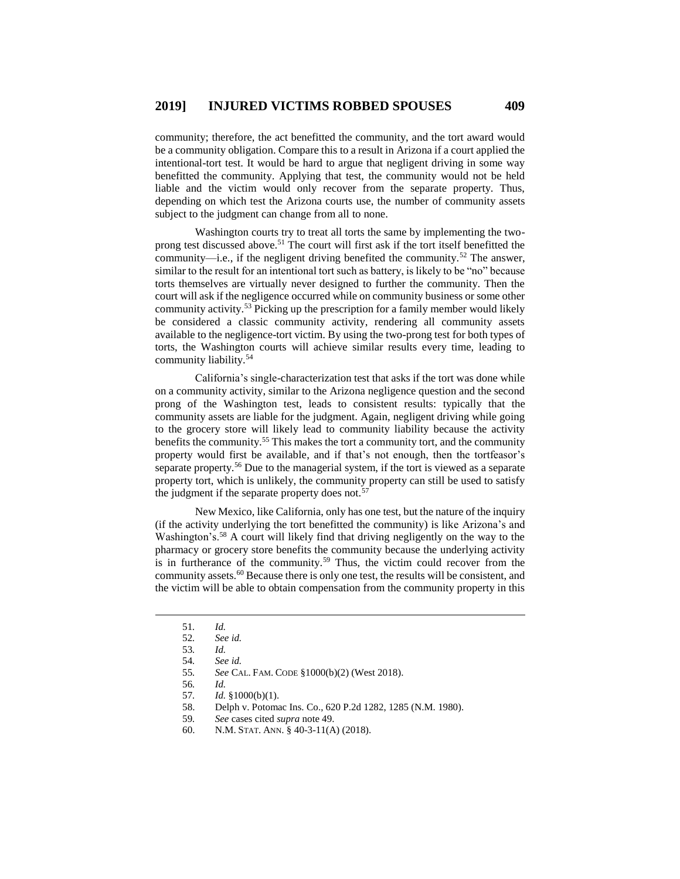community; therefore, the act benefitted the community, and the tort award would be a community obligation. Compare this to a result in Arizona if a court applied the intentional-tort test. It would be hard to argue that negligent driving in some way benefitted the community. Applying that test, the community would not be held liable and the victim would only recover from the separate property. Thus, depending on which test the Arizona courts use, the number of community assets subject to the judgment can change from all to none.

Washington courts try to treat all torts the same by implementing the two-prong test discussed above.[51] The court will first ask if the tort itself benefitted the community—i.e., if the negligent driving benefited the community.[52] The answer, similar to the result for an intentional tort such as battery, is likely to be "no" because torts themselves are virtually never designed to further the community. Then the court will ask if the negligence occurred while on community business or some other community activity.[53] Picking up the prescription for a family member would likely be considered a classic community activity, rendering all community assets available to the negligence-tort victim. By using the two-prong test for both types of torts, the Washington courts will achieve similar results every time, leading to community liability.[54]

California's single-characterization test that asks if the tort was done while on a community activity, similar to the Arizona negligence question and the second prong of the Washington test, leads to consistent results: typically that the community assets are liable for the judgment. Again, negligent driving while going to the grocery store will likely lead to community liability because the activity benefits the community.[55] This makes the tort a community tort, and the community property would first be available, and if that's not enough, then the tortfeasor's separate property.[56] Due to the managerial system, if the tort is viewed as a separate property tort, which is unlikely, the community property can still be used to satisfy the judgment if the separate property does not.[57]

New Mexico, like California, only has one test, but the nature of the inquiry (if the activity underlying the tort benefitted the community) is like Arizona's and Washington's.[58] A court will likely find that driving negligently on the way to the pharmacy or grocery store benefits the community because the underlying activity is in furtherance of the community.[59] Thus, the victim could recover from the community assets.[60] Because there is only one test, the results will be consistent, and the victim will be able to obtain compensation from the community property in this

---

51. *Id.*
52. *See id.*
53. *Id.*
54. *See id.*
55. *See* CAL. FAM. CODE §1000(b)(2) (West 2018).
56. *Id.*
57. *Id.* §1000(b)(1).
58. Delph v. Potomac Ins. Co., 620 P.2d 1282, 1285 (N.M. 1980).
59. *See* cases cited *supra* note 49.
60. N.M. STAT. ANN. § 40-3-11(A) (2018).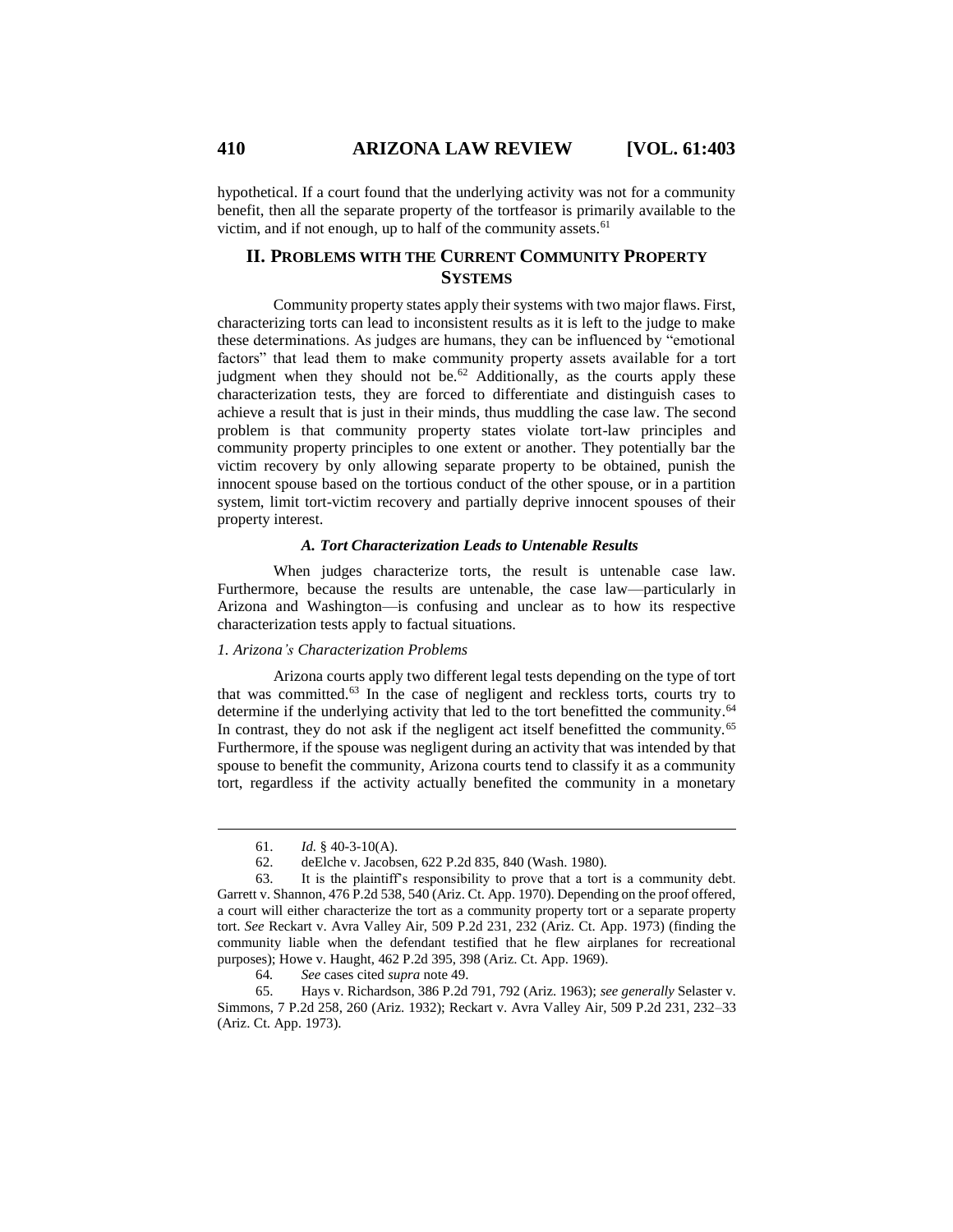hypothetical. If a court found that the underlying activity was not for a community benefit, then all the separate property of the tortfeasor is primarily available to the victim, and if not enough, up to half of the community assets.[61]

## II. PROBLEMS WITH THE CURRENT COMMUNITY PROPERTY SYSTEMS

Community property states apply their systems with two major flaws. First, characterizing torts can lead to inconsistent results as it is left to the judge to make these determinations. As judges are humans, they can be influenced by "emotional factors" that lead them to make community property assets available for a tort judgment when they should not be.[62] Additionally, as the courts apply these characterization tests, they are forced to differentiate and distinguish cases to achieve a result that is just in their minds, thus muddling the case law. The second problem is that community property states violate tort-law principles and community property principles to one extent or another. They potentially bar the victim recovery by only allowing separate property to be obtained, punish the innocent spouse based on the tortious conduct of the other spouse, or in a partition system, limit tort-victim recovery and partially deprive innocent spouses of their property interest.

### *A. Tort Characterization Leads to Untenable Results*

When judges characterize torts, the result is untenable case law. Furthermore, because the results are untenable, the case law—particularly in Arizona and Washington—is confusing and unclear as to how its respective characterization tests apply to factual situations.

#### *1. Arizona's Characterization Problems*

Arizona courts apply two different legal tests depending on the type of tort that was committed.[63] In the case of negligent and reckless torts, courts try to determine if the underlying activity that led to the tort benefitted the community.[64] In contrast, they do not ask if the negligent act itself benefitted the community.[65] Furthermore, if the spouse was negligent during an activity that was intended by that spouse to benefit the community, Arizona courts tend to classify it as a community tort, regardless if the activity actually benefited the community in a monetary

---

61. *Id.* § 40-3-10(A).

62. deElche v. Jacobsen, 622 P.2d 835, 840 (Wash. 1980).

63. It is the plaintiff's responsibility to prove that a tort is a community debt. Garrett v. Shannon, 476 P.2d 538, 540 (Ariz. Ct. App. 1970). Depending on the proof offered, a court will either characterize the tort as a community property tort or a separate property tort. *See* Reckart v. Avra Valley Air, 509 P.2d 231, 232 (Ariz. Ct. App. 1973) (finding the community liable when the defendant testified that he flew airplanes for recreational purposes); Howe v. Haught, 462 P.2d 395, 398 (Ariz. Ct. App. 1969).

64. *See* cases cited *supra* note 49.

65. Hays v. Richardson, 386 P.2d 791, 792 (Ariz. 1963); *see generally* Selaster v. Simmons, 7 P.2d 258, 260 (Ariz. 1932); Reckart v. Avra Valley Air, 509 P.2d 231, 232–33 (Ariz. Ct. App. 1973).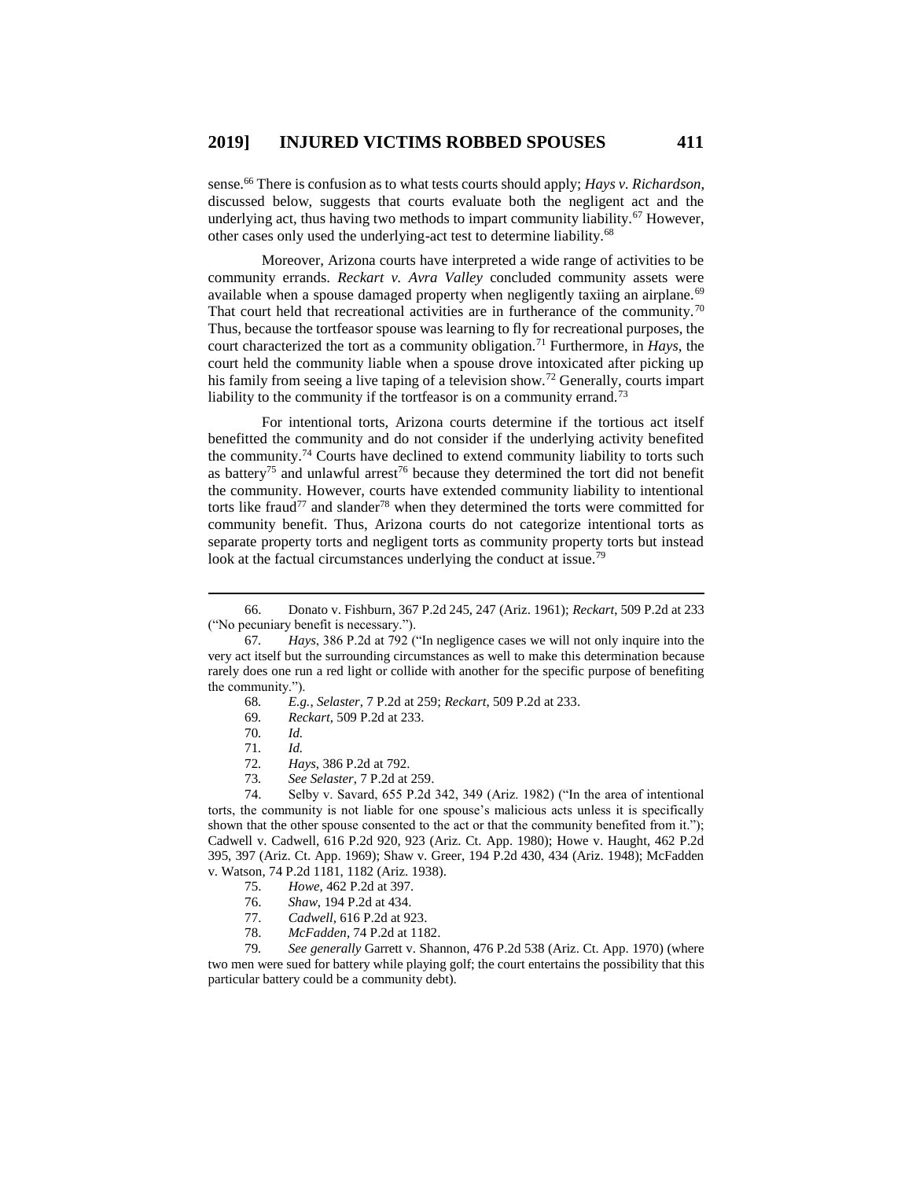sense.[66] There is confusion as to what tests courts should apply; *Hays v. Richardson*, discussed below, suggests that courts evaluate both the negligent act and the underlying act, thus having two methods to impart community liability.[67] However, other cases only used the underlying-act test to determine liability.[68]

Moreover, Arizona courts have interpreted a wide range of activities to be community errands. *Reckart v. Avra Valley* concluded community assets were available when a spouse damaged property when negligently taxiing an airplane.[69] That court held that recreational activities are in furtherance of the community.[70] Thus, because the tortfeasor spouse was learning to fly for recreational purposes, the court characterized the tort as a community obligation.[71] Furthermore, in *Hays*, the court held the community liable when a spouse drove intoxicated after picking up his family from seeing a live taping of a television show.[72] Generally, courts impart liability to the community if the tortfeasor is on a community errand.[73]

For intentional torts, Arizona courts determine if the tortious act itself benefitted the community and do not consider if the underlying activity benefited the community.[74] Courts have declined to extend community liability to torts such as battery[75] and unlawful arrest[76] because they determined the tort did not benefit the community. However, courts have extended community liability to intentional torts like fraud[77] and slander[78] when they determined the torts were committed for community benefit. Thus, Arizona courts do not categorize intentional torts as separate property torts and negligent torts as community property torts but instead look at the factual circumstances underlying the conduct at issue.[79]

---

66. Donato v. Fishburn, 367 P.2d 245, 247 (Ariz. 1961); *Reckart*, 509 P.2d at 233 ("No pecuniary benefit is necessary.").

67. *Hays*, 386 P.2d at 792 ("In negligence cases we will not only inquire into the very act itself but the surrounding circumstances as well to make this determination because rarely does one run a red light or collide with another for the specific purpose of benefiting the community.").

68. *E.g.*, *Selaster*, 7 P.2d at 259; *Reckart*, 509 P.2d at 233.

69. *Reckart*, 509 P.2d at 233.

70. *Id.*

71. *Id.*

72. *Hays*, 386 P.2d at 792.

73. *See Selaster*, 7 P.2d at 259.

74. Selby v. Savard, 655 P.2d 342, 349 (Ariz. 1982) ("In the area of intentional torts, the community is not liable for one spouse's malicious acts unless it is specifically shown that the other spouse consented to the act or that the community benefited from it."); Cadwell v. Cadwell, 616 P.2d 920, 923 (Ariz. Ct. App. 1980); Howe v. Haught, 462 P.2d 395, 397 (Ariz. Ct. App. 1969); Shaw v. Greer, 194 P.2d 430, 434 (Ariz. 1948); McFadden v. Watson, 74 P.2d 1181, 1182 (Ariz. 1938).

75. *Howe*, 462 P.2d at 397.

76. *Shaw*, 194 P.2d at 434.

77. *Cadwell*, 616 P.2d at 923.

78. *McFadden*, 74 P.2d at 1182.

79. *See generally* Garrett v. Shannon, 476 P.2d 538 (Ariz. Ct. App. 1970) (where two men were sued for battery while playing golf; the court entertains the possibility that this particular battery could be a community debt).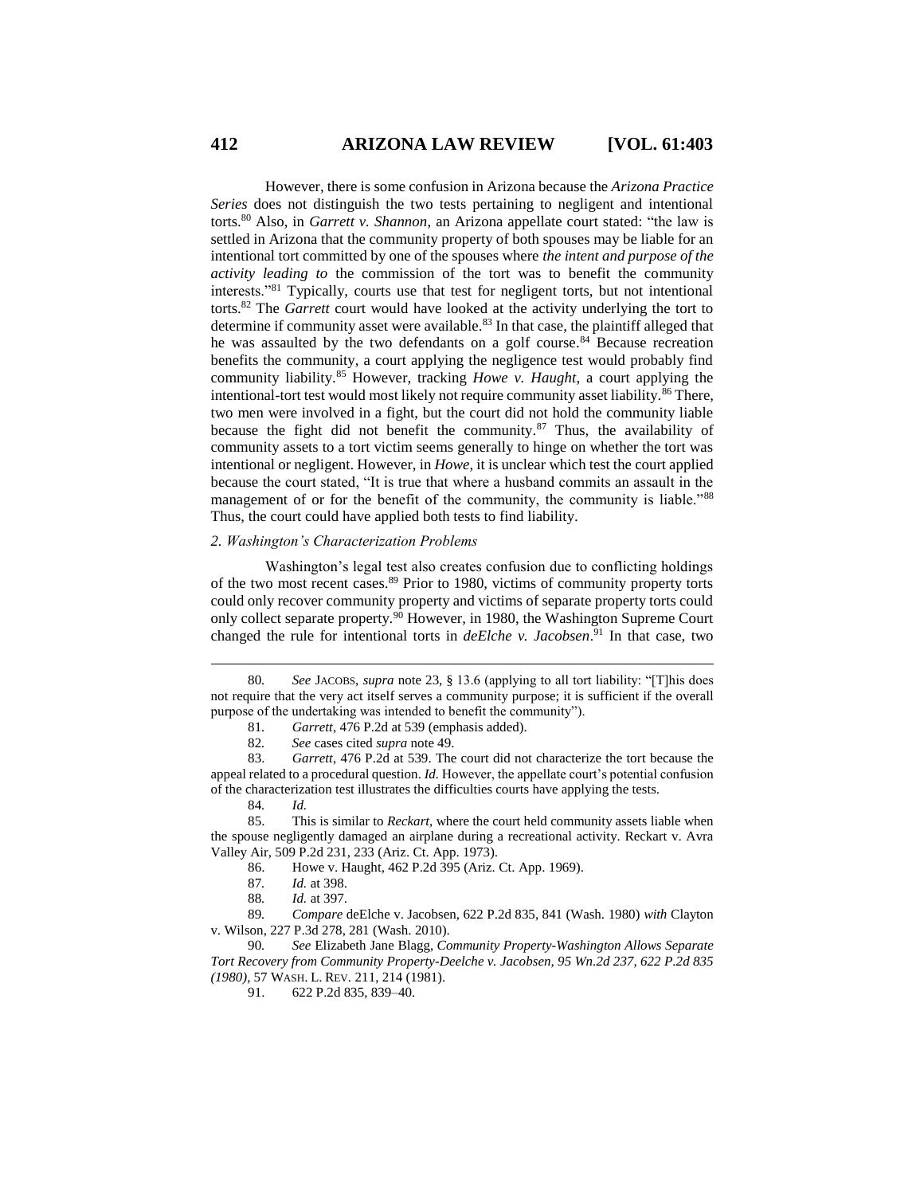However, there is some confusion in Arizona because the *Arizona Practice Series* does not distinguish the two tests pertaining to negligent and intentional torts.[80] Also, in *Garrett v. Shannon*, an Arizona appellate court stated: "the law is settled in Arizona that the community property of both spouses may be liable for an intentional tort committed by one of the spouses where *the intent and purpose of the activity leading to* the commission of the tort was to benefit the community interests."[81] Typically, courts use that test for negligent torts, but not intentional torts.[82] The *Garrett* court would have looked at the activity underlying the tort to determine if community asset were available.[83] In that case, the plaintiff alleged that he was assaulted by the two defendants on a golf course.[84] Because recreation benefits the community, a court applying the negligence test would probably find community liability.[85] However, tracking *Howe v. Haught*, a court applying the intentional-tort test would most likely not require community asset liability.[86] There, two men were involved in a fight, but the court did not hold the community liable because the fight did not benefit the community.[87] Thus, the availability of community assets to a tort victim seems generally to hinge on whether the tort was intentional or negligent. However, in *Howe*, it is unclear which test the court applied because the court stated, "It is true that where a husband commits an assault in the management of or for the benefit of the community, the community is liable."[88] Thus, the court could have applied both tests to find liability.

### *2. Washington's Characterization Problems*

Washington's legal test also creates confusion due to conflicting holdings of the two most recent cases.[89] Prior to 1980, victims of community property torts could only recover community property and victims of separate property torts could only collect separate property.[90] However, in 1980, the Washington Supreme Court changed the rule for intentional torts in *deElche v. Jacobsen*.[91] In that case, two

---

80. *See* JACOBS, *supra* note 23, § 13.6 (applying to all tort liability: "[T]his does not require that the very act itself serves a community purpose; it is sufficient if the overall purpose of the undertaking was intended to benefit the community").

81. *Garrett*, 476 P.2d at 539 (emphasis added).

82. *See* cases cited *supra* note 49.

83. *Garrett*, 476 P.2d at 539. The court did not characterize the tort because the appeal related to a procedural question. *Id.* However, the appellate court's potential confusion of the characterization test illustrates the difficulties courts have applying the tests.

84. *Id.*

85. This is similar to *Reckart*, where the court held community assets liable when the spouse negligently damaged an airplane during a recreational activity. Reckart v. Avra Valley Air, 509 P.2d 231, 233 (Ariz. Ct. App. 1973).

86. Howe v. Haught, 462 P.2d 395 (Ariz. Ct. App. 1969).

87. *Id.* at 398.

88. *Id.* at 397.

89. *Compare* deElche v. Jacobsen, 622 P.2d 835, 841 (Wash. 1980) *with* Clayton v. Wilson, 227 P.3d 278, 281 (Wash. 2010).

90. *See* Elizabeth Jane Blagg, *Community Property-Washington Allows Separate Tort Recovery from Community Property-Deelche v. Jacobsen, 95 Wn.2d 237, 622 P.2d 835 (1980)*, 57 WASH. L. REV. 211, 214 (1981).

91. 622 P.2d 835, 839–40.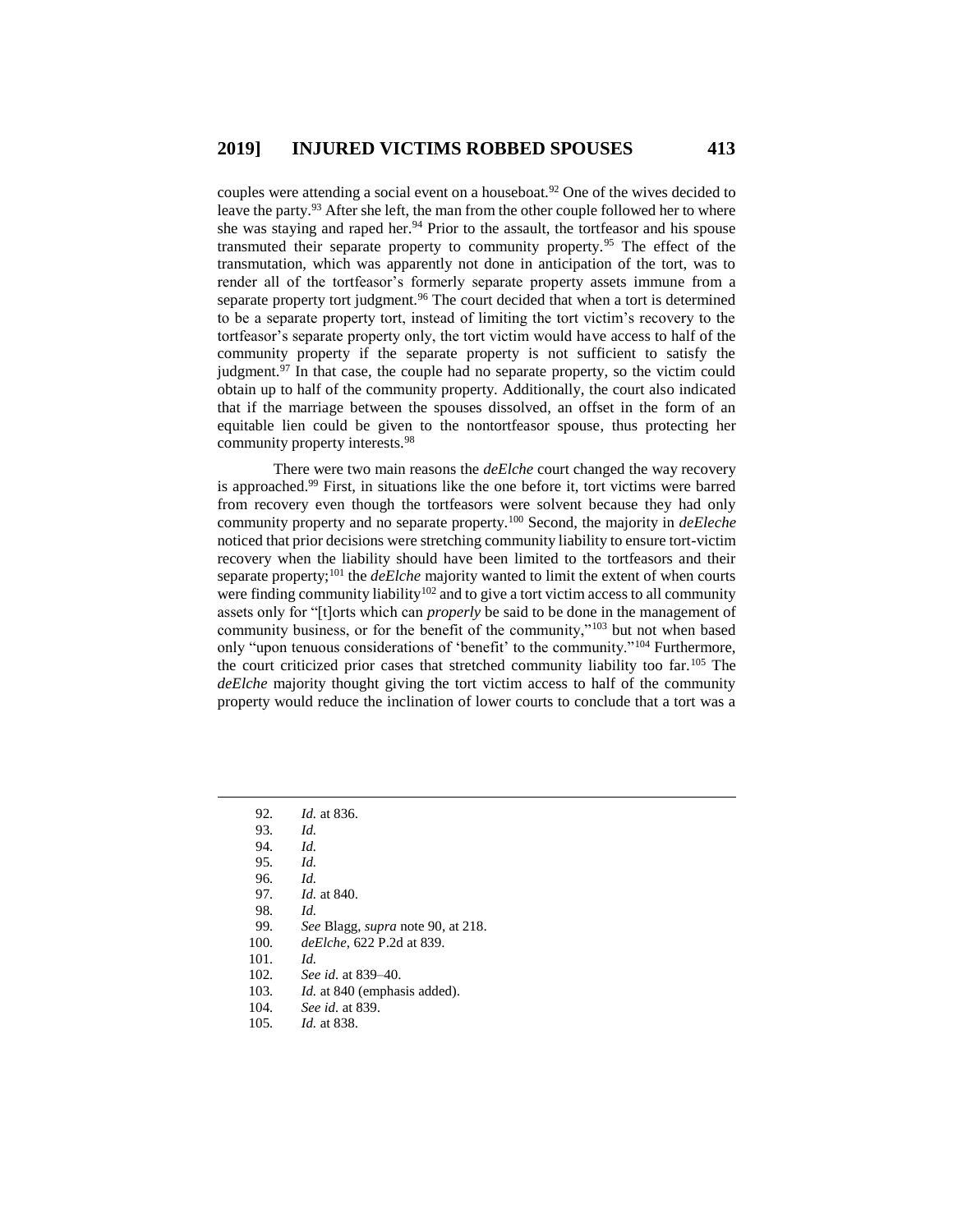couples were attending a social event on a houseboat.[92] One of the wives decided to leave the party.[93] After she left, the man from the other couple followed her to where she was staying and raped her.[94] Prior to the assault, the tortfeasor and his spouse transmuted their separate property to community property.[95] The effect of the transmutation, which was apparently not done in anticipation of the tort, was to render all of the tortfeasor's formerly separate property assets immune from a separate property tort judgment.[96] The court decided that when a tort is determined to be a separate property tort, instead of limiting the tort victim's recovery to the tortfeasor's separate property only, the tort victim would have access to half of the community property if the separate property is not sufficient to satisfy the judgment.[97] In that case, the couple had no separate property, so the victim could obtain up to half of the community property. Additionally, the court also indicated that if the marriage between the spouses dissolved, an offset in the form of an equitable lien could be given to the nontortfeasor spouse, thus protecting her community property interests.[98]

There were two main reasons the *deElche* court changed the way recovery is approached.[99] First, in situations like the one before it, tort victims were barred from recovery even though the tortfeasors were solvent because they had only community property and no separate property.[100] Second, the majority in *deEleche* noticed that prior decisions were stretching community liability to ensure tort-victim recovery when the liability should have been limited to the tortfeasors and their separate property;[101] the *deElche* majority wanted to limit the extent of when courts were finding community liability[102] and to give a tort victim access to all community assets only for "[t]orts which can *properly* be said to be done in the management of community business, or for the benefit of the community,"[103] but not when based only "upon tenuous considerations of 'benefit' to the community."[104] Furthermore, the court criticized prior cases that stretched community liability too far.[105] The *deElche* majority thought giving the tort victim access to half of the community property would reduce the inclination of lower courts to conclude that a tort was a

---

92. *Id.* at 836.
93. *Id.*
94. *Id.*
95. *Id.*
96. *Id.*
97. *Id.* at 840.
98. *Id.*
99. *See* Blagg, *supra* note 90, at 218.
100. *deElche*, 622 P.2d at 839.
101. *Id.*
102. *See id.* at 839–40.
103. *Id.* at 840 (emphasis added).
104. *See id.* at 839.
105. *Id.* at 838.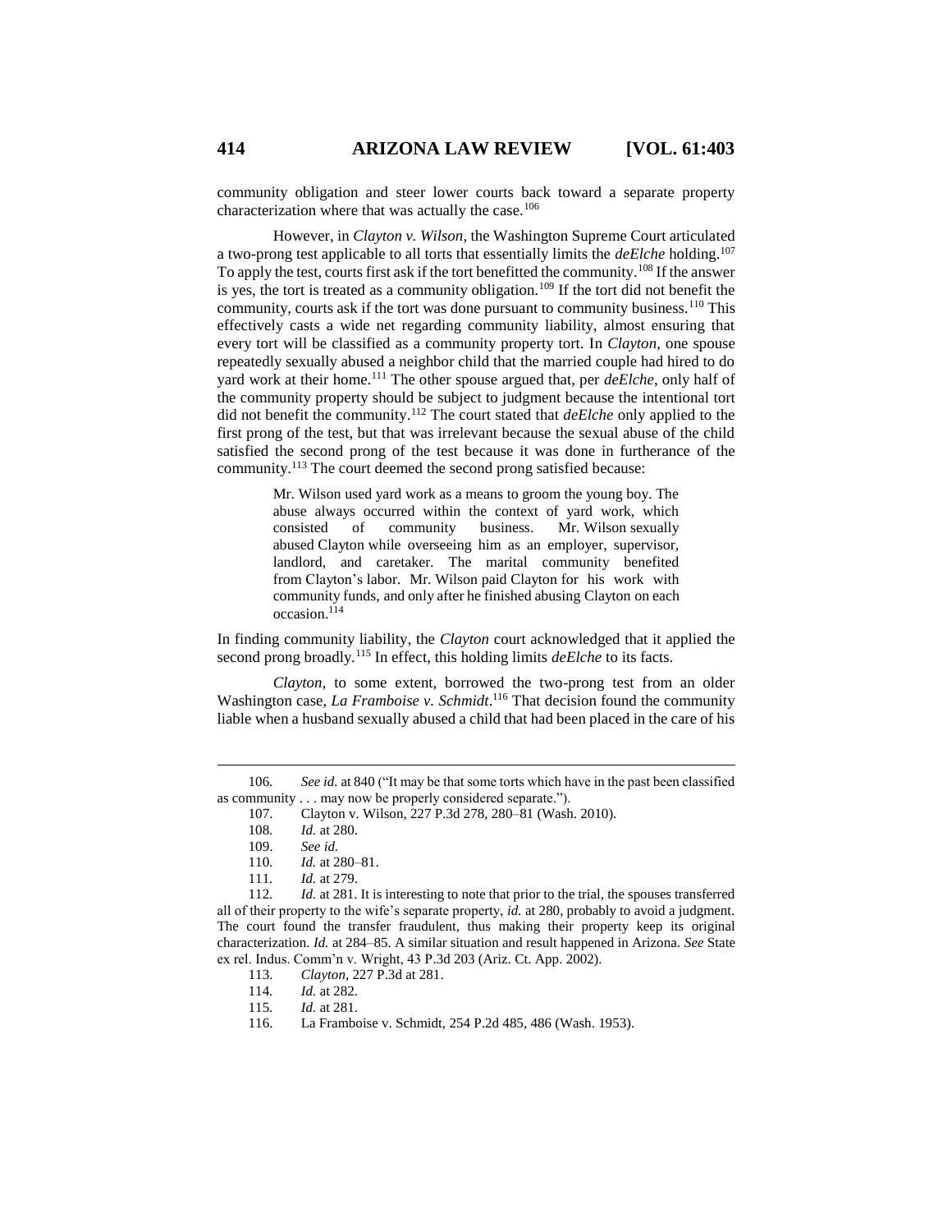community obligation and steer lower courts back toward a separate property characterization where that was actually the case.[106]

However, in *Clayton v. Wilson*, the Washington Supreme Court articulated a two-prong test applicable to all torts that essentially limits the *deElche* holding.[107] To apply the test, courts first ask if the tort benefitted the community.[108] If the answer is yes, the tort is treated as a community obligation.[109] If the tort did not benefit the community, courts ask if the tort was done pursuant to community business.[110] This effectively casts a wide net regarding community liability, almost ensuring that every tort will be classified as a community property tort. In *Clayton*, one spouse repeatedly sexually abused a neighbor child that the married couple had hired to do yard work at their home.[111] The other spouse argued that, per *deElche*, only half of the community property should be subject to judgment because the intentional tort did not benefit the community.[112] The court stated that *deElche* only applied to the first prong of the test, but that was irrelevant because the sexual abuse of the child satisfied the second prong of the test because it was done in furtherance of the community.[113] The court deemed the second prong satisfied because:

> Mr. Wilson used yard work as a means to groom the young boy. The abuse always occurred within the context of yard work, which consisted of community business. Mr. Wilson sexually abused Clayton while overseeing him as an employer, supervisor, landlord, and caretaker. The marital community benefited from Clayton's labor. Mr. Wilson paid Clayton for his work with community funds, and only after he finished abusing Clayton on each occasion.[114]

In finding community liability, the *Clayton* court acknowledged that it applied the second prong broadly.[115] In effect, this holding limits *deElche* to its facts.

*Clayton*, to some extent, borrowed the two-prong test from an older Washington case, *La Framboise v. Schmidt*.[116] That decision found the community liable when a husband sexually abused a child that had been placed in the care of his

---

106. *See id.* at 840 ("It may be that some torts which have in the past been classified as community . . . may now be properly considered separate.").

107. Clayton v. Wilson, 227 P.3d 278, 280–81 (Wash. 2010).

108. *Id.* at 280.

109. *See id.*

110. *Id.* at 280–81.

111. *Id.* at 279.

112. *Id.* at 281. It is interesting to note that prior to the trial, the spouses transferred all of their property to the wife's separate property, *id.* at 280, probably to avoid a judgment. The court found the transfer fraudulent, thus making their property keep its original characterization. *Id.* at 284–85. A similar situation and result happened in Arizona. *See* State ex rel. Indus. Comm'n v. Wright, 43 P.3d 203 (Ariz. Ct. App. 2002).

113. *Clayton*, 227 P.3d at 281.

114. *Id.* at 282.

115. *Id.* at 281.

116. La Framboise v. Schmidt, 254 P.2d 485, 486 (Wash. 1953).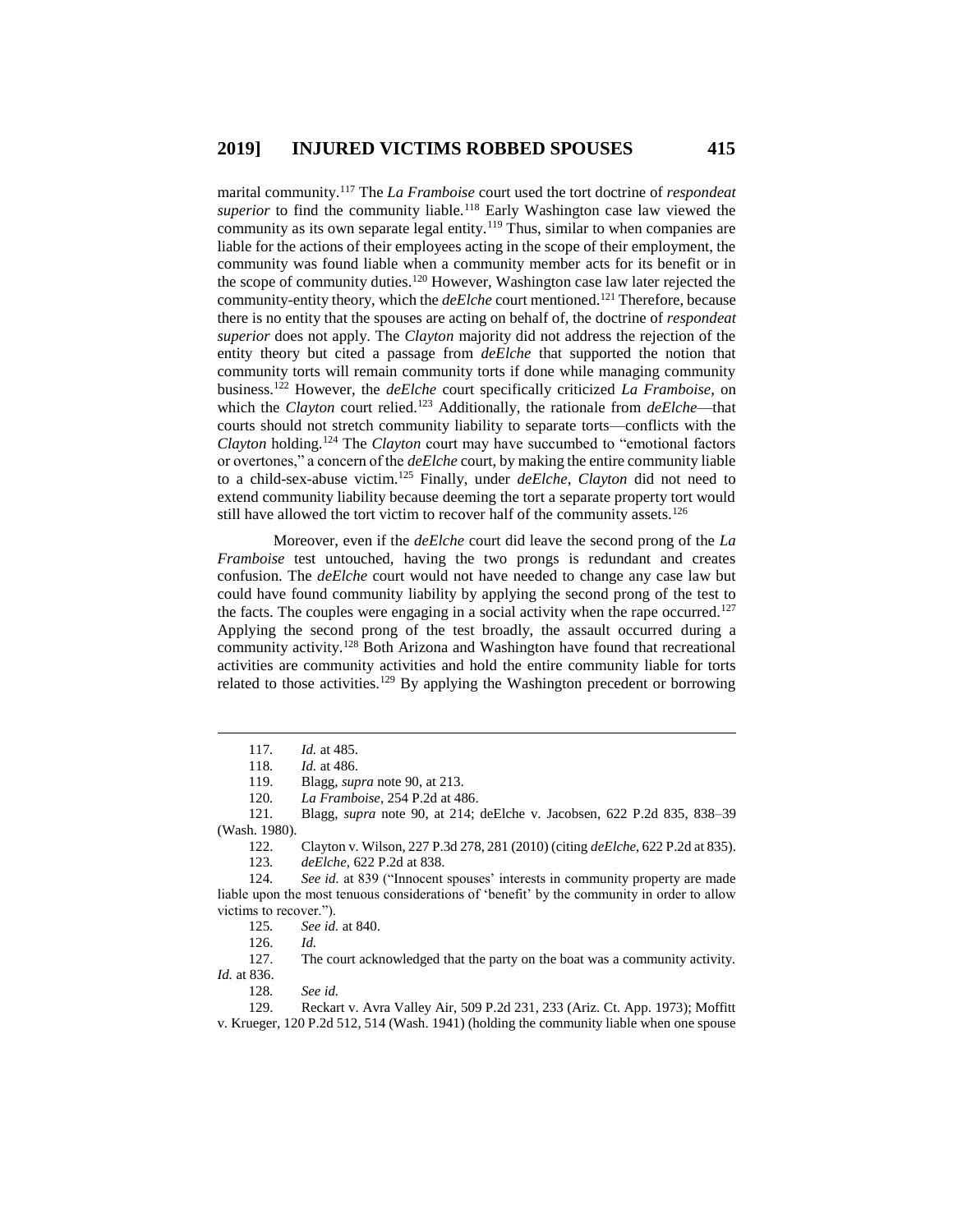marital community.[117] The *La Framboise* court used the tort doctrine of *respondeat superior* to find the community liable.[118] Early Washington case law viewed the community as its own separate legal entity.[119] Thus, similar to when companies are liable for the actions of their employees acting in the scope of their employment, the community was found liable when a community member acts for its benefit or in the scope of community duties.[120] However, Washington case law later rejected the community-entity theory, which the *deElche* court mentioned.[121] Therefore, because there is no entity that the spouses are acting on behalf of, the doctrine of *respondeat superior* does not apply. The *Clayton* majority did not address the rejection of the entity theory but cited a passage from *deElche* that supported the notion that community torts will remain community torts if done while managing community business.[122] However, the *deElche* court specifically criticized *La Framboise*, on which the *Clayton* court relied.[123] Additionally, the rationale from *deElche*—that courts should not stretch community liability to separate torts—conflicts with the *Clayton* holding.[124] The *Clayton* court may have succumbed to "emotional factors or overtones," a concern of the *deElche* court, by making the entire community liable to a child-sex-abuse victim.[125] Finally, under *deElche*, *Clayton* did not need to extend community liability because deeming the tort a separate property tort would still have allowed the tort victim to recover half of the community assets.[126]

Moreover, even if the *deElche* court did leave the second prong of the *La Framboise* test untouched, having the two prongs is redundant and creates confusion. The *deElche* court would not have needed to change any case law but could have found community liability by applying the second prong of the test to the facts. The couples were engaging in a social activity when the rape occurred.[127] Applying the second prong of the test broadly, the assault occurred during a community activity.[128] Both Arizona and Washington have found that recreational activities are community activities and hold the entire community liable for torts related to those activities.[129] By applying the Washington precedent or borrowing

---

117. *Id.* at 485.

118. *Id.* at 486.

119. Blagg, *supra* note 90, at 213.

120. *La Framboise*, 254 P.2d at 486.

121. Blagg, *supra* note 90, at 214; deElche v. Jacobsen, 622 P.2d 835, 838–39 (Wash. 1980).

122. Clayton v. Wilson, 227 P.3d 278, 281 (2010) (citing *deElche*, 622 P.2d at 835).

123. *deElche*, 622 P.2d at 838.

124. *See id.* at 839 ("Innocent spouses' interests in community property are made liable upon the most tenuous considerations of 'benefit' by the community in order to allow victims to recover.").

125. *See id.* at 840.

126. *Id.*

127. The court acknowledged that the party on the boat was a community activity. *Id.* at 836.

128. *See id.*

129. Reckart v. Avra Valley Air, 509 P.2d 231, 233 (Ariz. Ct. App. 1973); Moffitt v. Krueger, 120 P.2d 512, 514 (Wash. 1941) (holding the community liable when one spouse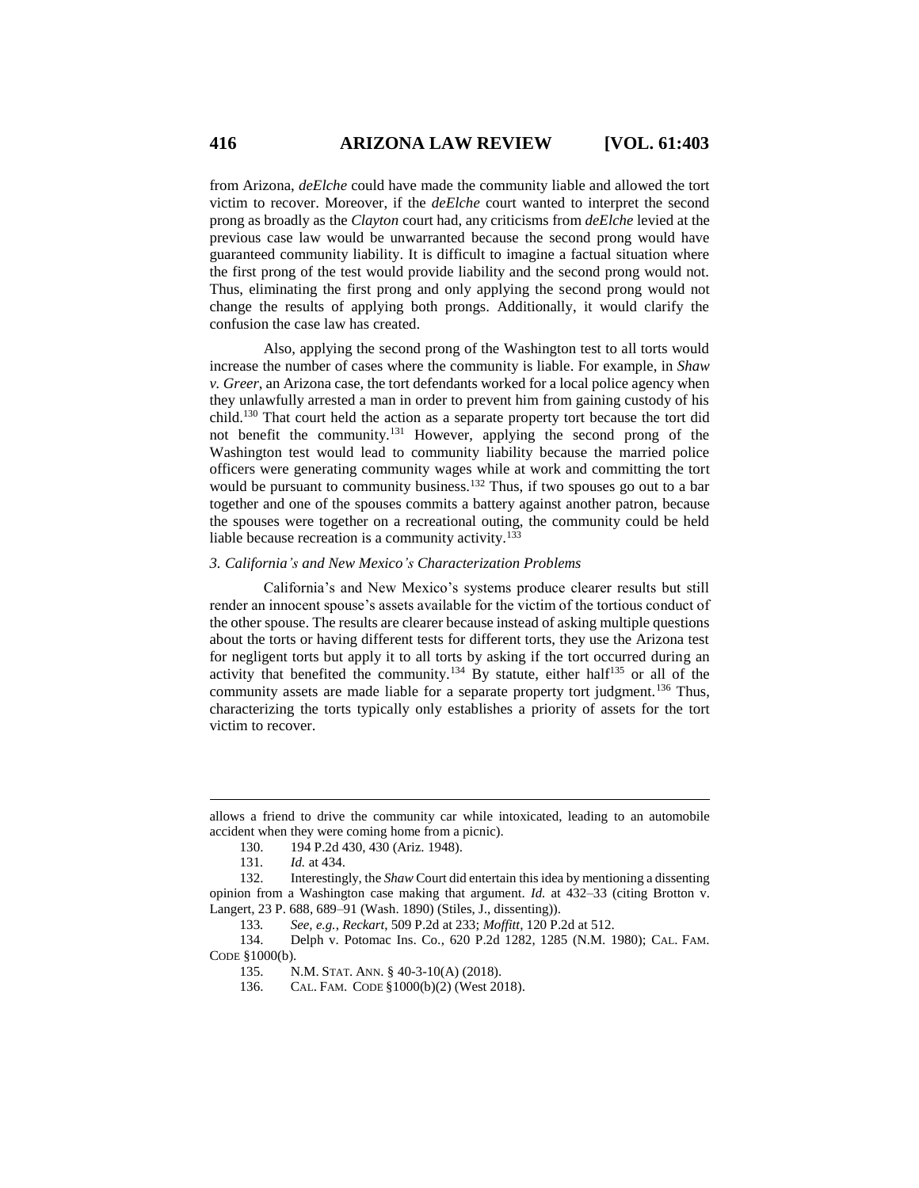from Arizona, *deElche* could have made the community liable and allowed the tort victim to recover. Moreover, if the *deElche* court wanted to interpret the second prong as broadly as the *Clayton* court had, any criticisms from *deElche* levied at the previous case law would be unwarranted because the second prong would have guaranteed community liability. It is difficult to imagine a factual situation where the first prong of the test would provide liability and the second prong would not. Thus, eliminating the first prong and only applying the second prong would not change the results of applying both prongs. Additionally, it would clarify the confusion the case law has created.

Also, applying the second prong of the Washington test to all torts would increase the number of cases where the community is liable. For example, in *Shaw v. Greer*, an Arizona case, the tort defendants worked for a local police agency when they unlawfully arrested a man in order to prevent him from gaining custody of his child.[130] That court held the action as a separate property tort because the tort did not benefit the community.[131] However, applying the second prong of the Washington test would lead to community liability because the married police officers were generating community wages while at work and committing the tort would be pursuant to community business.[132] Thus, if two spouses go out to a bar together and one of the spouses commits a battery against another patron, because the spouses were together on a recreational outing, the community could be held liable because recreation is a community activity.[133]

### *3. California's and New Mexico's Characterization Problems*

California's and New Mexico's systems produce clearer results but still render an innocent spouse's assets available for the victim of the tortious conduct of the other spouse. The results are clearer because instead of asking multiple questions about the torts or having different tests for different torts, they use the Arizona test for negligent torts but apply it to all torts by asking if the tort occurred during an activity that benefited the community.[134] By statute, either half[135] or all of the community assets are made liable for a separate property tort judgment.[136] Thus, characterizing the torts typically only establishes a priority of assets for the tort victim to recover.

---

allows a friend to drive the community car while intoxicated, leading to an automobile accident when they were coming home from a picnic).

130. 194 P.2d 430, 430 (Ariz. 1948).

131. *Id.* at 434.

132. Interestingly, the *Shaw* Court did entertain this idea by mentioning a dissenting opinion from a Washington case making that argument. *Id.* at 432–33 (citing Brotton v. Langert, 23 P. 688, 689–91 (Wash. 1890) (Stiles, J., dissenting)).

133. *See, e.g.*, *Reckart*, 509 P.2d at 233; *Moffitt*, 120 P.2d at 512.

134. Delph v. Potomac Ins. Co., 620 P.2d 1282, 1285 (N.M. 1980); CAL. FAM. CODE §1000(b).

135. N.M. STAT. ANN. § 40-3-10(A) (2018).

136. CAL. FAM. CODE §1000(b)(2) (West 2018).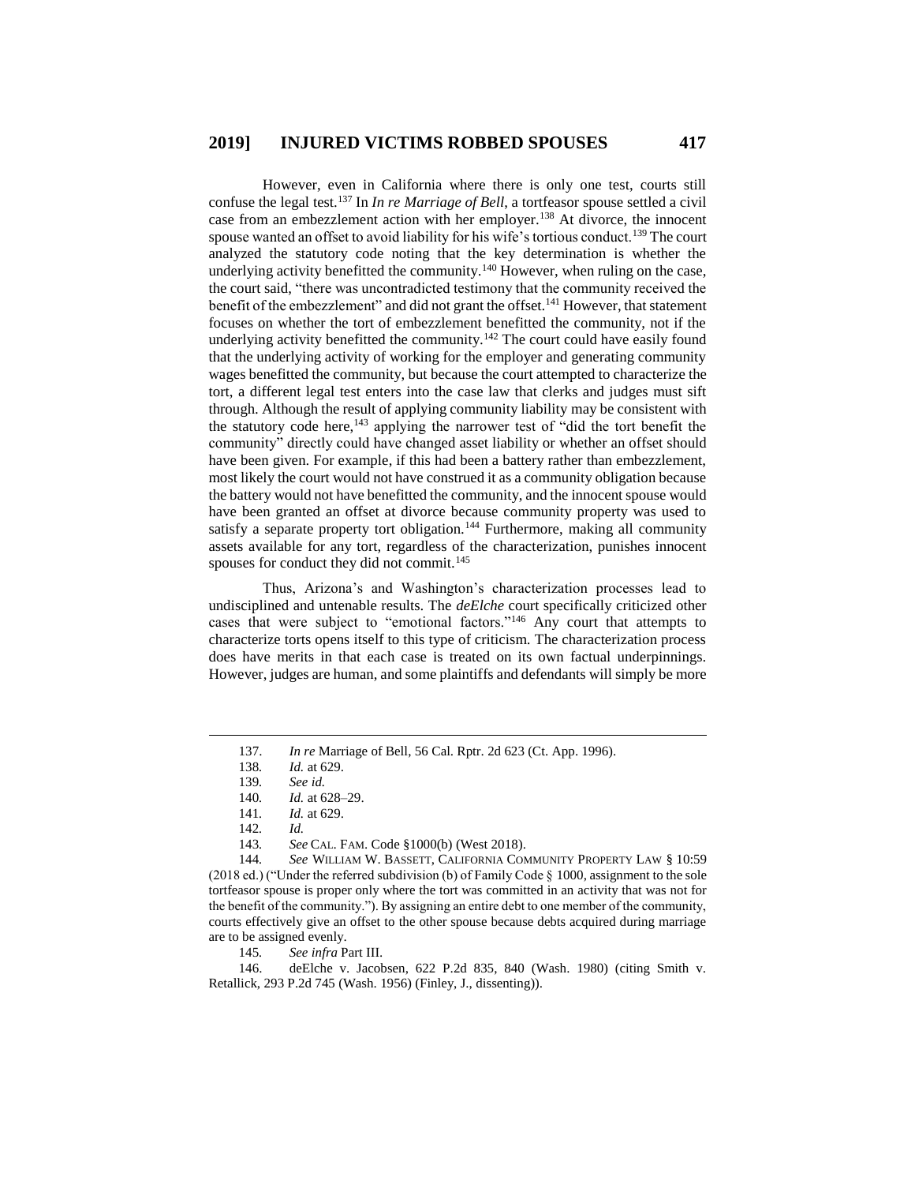However, even in California where there is only one test, courts still confuse the legal test.[137] In *In re Marriage of Bell*, a tortfeasor spouse settled a civil case from an embezzlement action with her employer.[138] At divorce, the innocent spouse wanted an offset to avoid liability for his wife's tortious conduct.[139] The court analyzed the statutory code noting that the key determination is whether the underlying activity benefitted the community.[140] However, when ruling on the case, the court said, "there was uncontradicted testimony that the community received the benefit of the embezzlement" and did not grant the offset.[141] However, that statement focuses on whether the tort of embezzlement benefitted the community, not if the underlying activity benefitted the community.[142] The court could have easily found that the underlying activity of working for the employer and generating community wages benefitted the community, but because the court attempted to characterize the tort, a different legal test enters into the case law that clerks and judges must sift through. Although the result of applying community liability may be consistent with the statutory code here,[143] applying the narrower test of "did the tort benefit the community" directly could have changed asset liability or whether an offset should have been given. For example, if this had been a battery rather than embezzlement, most likely the court would not have construed it as a community obligation because the battery would not have benefitted the community, and the innocent spouse would have been granted an offset at divorce because community property was used to satisfy a separate property tort obligation.[144] Furthermore, making all community assets available for any tort, regardless of the characterization, punishes innocent spouses for conduct they did not commit.[145]

Thus, Arizona's and Washington's characterization processes lead to undisciplined and untenable results. The *deElche* court specifically criticized other cases that were subject to "emotional factors."[146] Any court that attempts to characterize torts opens itself to this type of criticism. The characterization process does have merits in that each case is treated on its own factual underpinnings. However, judges are human, and some plaintiffs and defendants will simply be more

---

137. *In re* Marriage of Bell, 56 Cal. Rptr. 2d 623 (Ct. App. 1996).

138. *Id.* at 629.

139. *See id.*

140. *Id.* at 628–29.

141. *Id.* at 629.

142. *Id.*

143. *See* CAL. FAM. Code §1000(b) (West 2018).

144. *See* WILLIAM W. BASSETT, CALIFORNIA COMMUNITY PROPERTY LAW § 10:59 (2018 ed.) ("Under the referred subdivision (b) of Family Code § 1000, assignment to the sole tortfeasor spouse is proper only where the tort was committed in an activity that was not for the benefit of the community."). By assigning an entire debt to one member of the community, courts effectively give an offset to the other spouse because debts acquired during marriage are to be assigned evenly.

145. *See infra* Part III.

146. deElche v. Jacobsen, 622 P.2d 835, 840 (Wash. 1980) (citing Smith v. Retallick, 293 P.2d 745 (Wash. 1956) (Finley, J., dissenting)).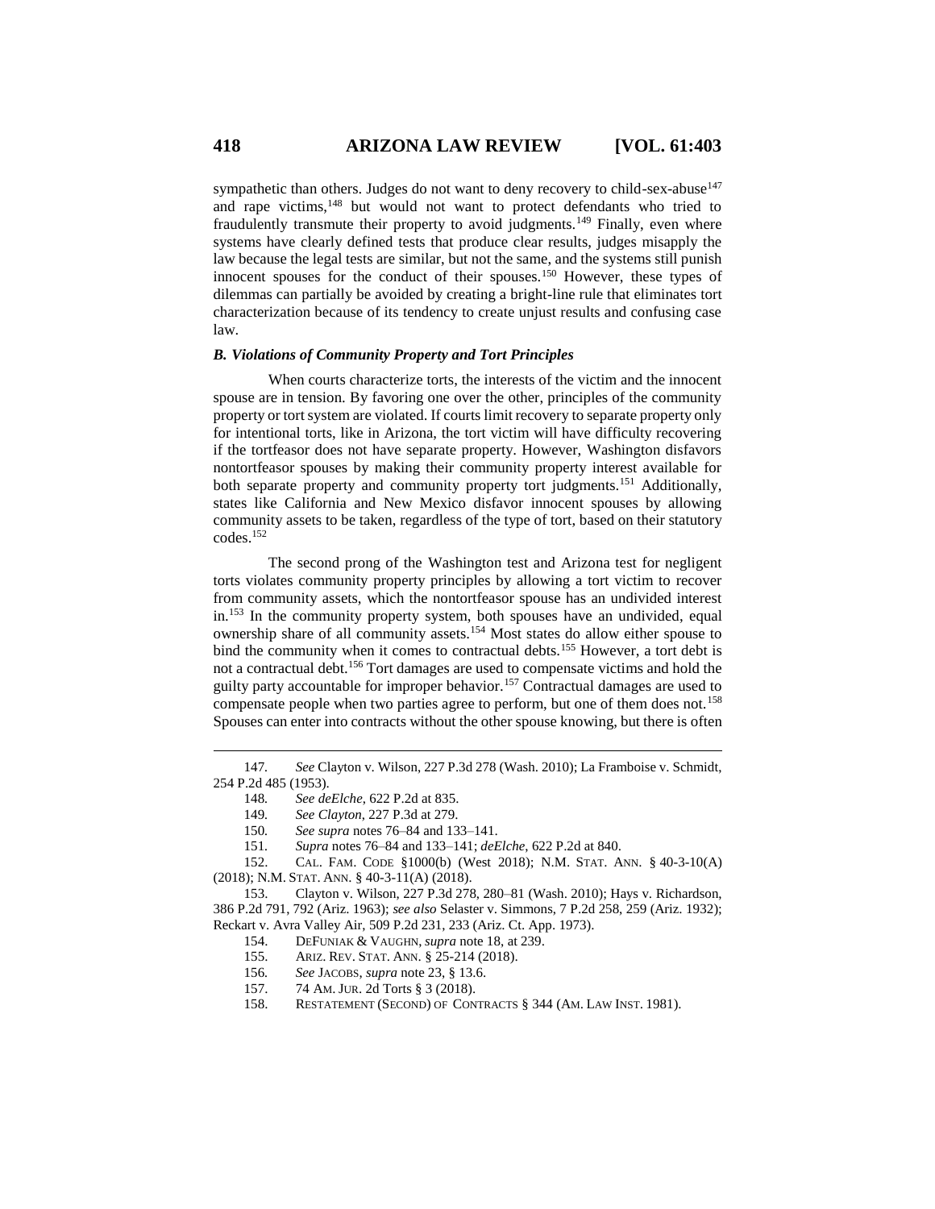sympathetic than others. Judges do not want to deny recovery to child-sex-abuse[147] and rape victims,[148] but would not want to protect defendants who tried to fraudulently transmute their property to avoid judgments.[149] Finally, even where systems have clearly defined tests that produce clear results, judges misapply the law because the legal tests are similar, but not the same, and the systems still punish innocent spouses for the conduct of their spouses.[150] However, these types of dilemmas can partially be avoided by creating a bright-line rule that eliminates tort characterization because of its tendency to create unjust results and confusing case law.

### *B. Violations of Community Property and Tort Principles*

When courts characterize torts, the interests of the victim and the innocent spouse are in tension. By favoring one over the other, principles of the community property or tort system are violated. If courts limit recovery to separate property only for intentional torts, like in Arizona, the tort victim will have difficulty recovering if the tortfeasor does not have separate property. However, Washington disfavors nontortfeasor spouses by making their community property interest available for both separate property and community property tort judgments.[151] Additionally, states like California and New Mexico disfavor innocent spouses by allowing community assets to be taken, regardless of the type of tort, based on their statutory codes.[152]

The second prong of the Washington test and Arizona test for negligent torts violates community property principles by allowing a tort victim to recover from community assets, which the nontortfeasor spouse has an undivided interest in.[153] In the community property system, both spouses have an undivided, equal ownership share of all community assets.[154] Most states do allow either spouse to bind the community when it comes to contractual debts.[155] However, a tort debt is not a contractual debt.[156] Tort damages are used to compensate victims and hold the guilty party accountable for improper behavior.[157] Contractual damages are used to compensate people when two parties agree to perform, but one of them does not.[158] Spouses can enter into contracts without the other spouse knowing, but there is often

---

147. *See* Clayton v. Wilson, 227 P.3d 278 (Wash. 2010); La Framboise v. Schmidt, 254 P.2d 485 (1953).

148. *See deElche*, 622 P.2d at 835.

149. *See Clayton*, 227 P.3d at 279.

150. *See supra* notes 76–84 and 133–141.

151. *Supra* notes 76–84 and 133–141; *deElche*, 622 P.2d at 840.

152. CAL. FAM. CODE §1000(b) (West 2018); N.M. STAT. ANN. § 40-3-10(A) (2018); N.M. STAT. ANN. § 40-3-11(A) (2018).

153. Clayton v. Wilson, 227 P.3d 278, 280–81 (Wash. 2010); Hays v. Richardson, 386 P.2d 791, 792 (Ariz. 1963); *see also* Selaster v. Simmons, 7 P.2d 258, 259 (Ariz. 1932); Reckart v. Avra Valley Air, 509 P.2d 231, 233 (Ariz. Ct. App. 1973).

154. DEFUNIAK & VAUGHN, *supra* note 18, at 239.

155. ARIZ. REV. STAT. ANN. § 25-214 (2018).

156. *See* JACOBS, *supra* note 23, § 13.6.

157. 74 AM. JUR. 2d Torts § 3 (2018).

158. RESTATEMENT (SECOND) OF CONTRACTS § 344 (AM. LAW INST. 1981).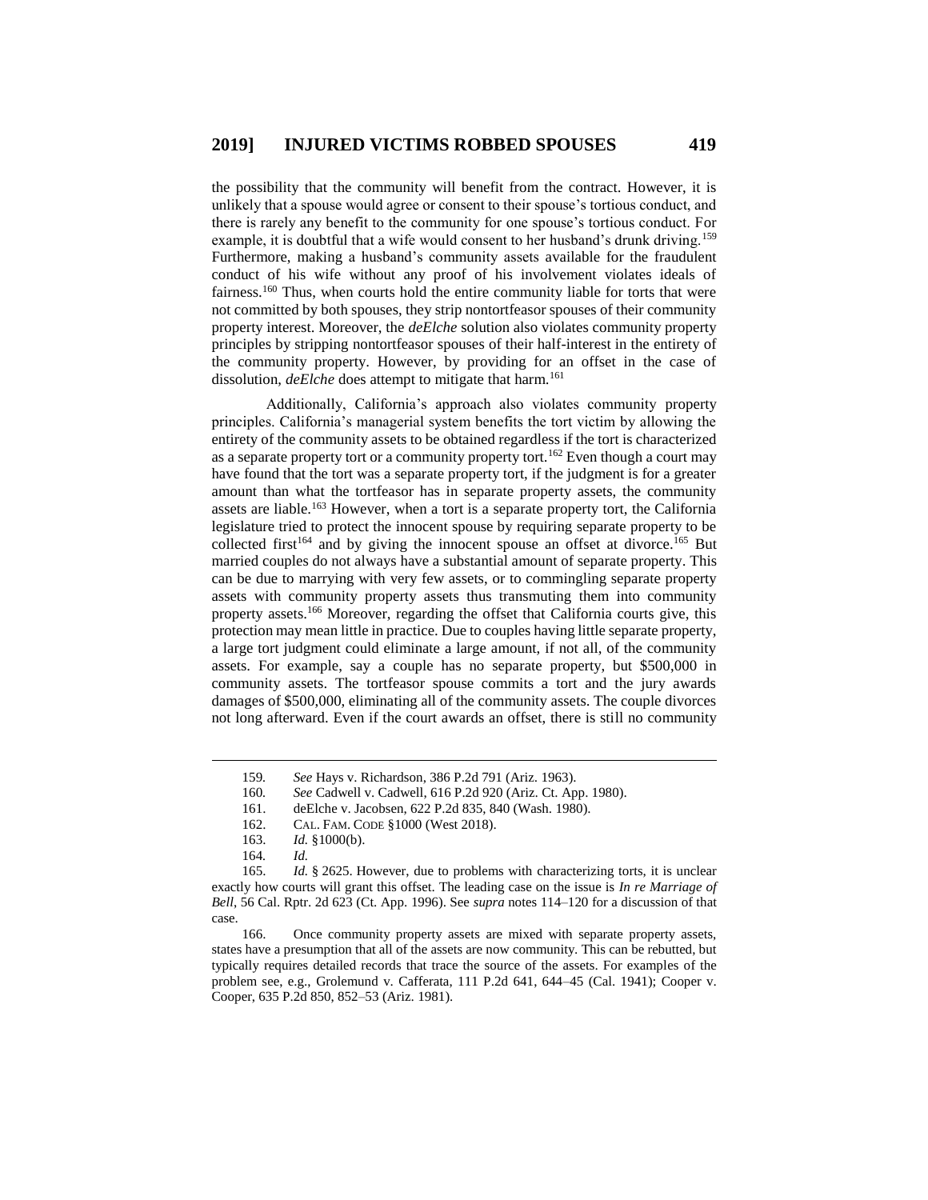the possibility that the community will benefit from the contract. However, it is unlikely that a spouse would agree or consent to their spouse's tortious conduct, and there is rarely any benefit to the community for one spouse's tortious conduct. For example, it is doubtful that a wife would consent to her husband's drunk driving.[159] Furthermore, making a husband's community assets available for the fraudulent conduct of his wife without any proof of his involvement violates ideals of fairness.[160] Thus, when courts hold the entire community liable for torts that were not committed by both spouses, they strip nontortfeasor spouses of their community property interest. Moreover, the *deElche* solution also violates community property principles by stripping nontortfeasor spouses of their half-interest in the entirety of the community property. However, by providing for an offset in the case of dissolution, *deElche* does attempt to mitigate that harm.[161]

Additionally, California's approach also violates community property principles. California's managerial system benefits the tort victim by allowing the entirety of the community assets to be obtained regardless if the tort is characterized as a separate property tort or a community property tort.[162] Even though a court may have found that the tort was a separate property tort, if the judgment is for a greater amount than what the tortfeasor has in separate property assets, the community assets are liable.[163] However, when a tort is a separate property tort, the California legislature tried to protect the innocent spouse by requiring separate property to be collected first[164] and by giving the innocent spouse an offset at divorce.[165] But married couples do not always have a substantial amount of separate property. This can be due to marrying with very few assets, or to commingling separate property assets with community property assets thus transmuting them into community property assets.[166] Moreover, regarding the offset that California courts give, this protection may mean little in practice. Due to couples having little separate property, a large tort judgment could eliminate a large amount, if not all, of the community assets. For example, say a couple has no separate property, but $500,000 in community assets. The tortfeasor spouse commits a tort and the jury awards damages of $500,000, eliminating all of the community assets. The couple divorces not long afterward. Even if the court awards an offset, there is still no community

---

159. *See* Hays v. Richardson, 386 P.2d 791 (Ariz. 1963).

160. *See* Cadwell v. Cadwell, 616 P.2d 920 (Ariz. Ct. App. 1980).

161. deElche v. Jacobsen, 622 P.2d 835, 840 (Wash. 1980).

162. CAL. FAM. CODE §1000 (West 2018).

163. *Id.* §1000(b).

164. *Id.*

165. *Id.* § 2625. However, due to problems with characterizing torts, it is unclear exactly how courts will grant this offset. The leading case on the issue is *In re Marriage of Bell*, 56 Cal. Rptr. 2d 623 (Ct. App. 1996). See *supra* notes 114–120 for a discussion of that case.

166. Once community property assets are mixed with separate property assets, states have a presumption that all of the assets are now community. This can be rebutted, but typically requires detailed records that trace the source of the assets. For examples of the problem see, e.g., Grolemund v. Cafferata, 111 P.2d 641, 644–45 (Cal. 1941); Cooper v. Cooper, 635 P.2d 850, 852–53 (Ariz. 1981).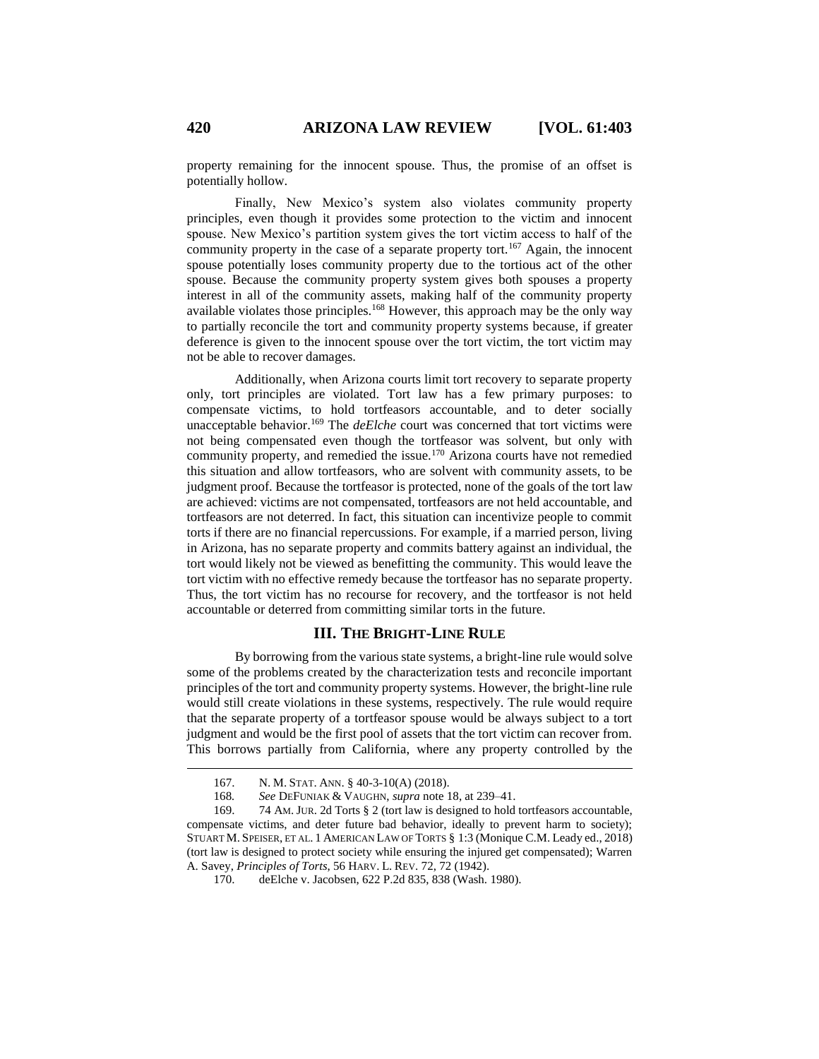property remaining for the innocent spouse. Thus, the promise of an offset is potentially hollow.

Finally, New Mexico's system also violates community property principles, even though it provides some protection to the victim and innocent spouse. New Mexico's partition system gives the tort victim access to half of the community property in the case of a separate property tort.[167] Again, the innocent spouse potentially loses community property due to the tortious act of the other spouse. Because the community property system gives both spouses a property interest in all of the community assets, making half of the community property available violates those principles.[168] However, this approach may be the only way to partially reconcile the tort and community property systems because, if greater deference is given to the innocent spouse over the tort victim, the tort victim may not be able to recover damages.

Additionally, when Arizona courts limit tort recovery to separate property only, tort principles are violated. Tort law has a few primary purposes: to compensate victims, to hold tortfeasors accountable, and to deter socially unacceptable behavior.[169] The *deElche* court was concerned that tort victims were not being compensated even though the tortfeasor was solvent, but only with community property, and remedied the issue.[170] Arizona courts have not remedied this situation and allow tortfeasors, who are solvent with community assets, to be judgment proof. Because the tortfeasor is protected, none of the goals of the tort law are achieved: victims are not compensated, tortfeasors are not held accountable, and tortfeasors are not deterred. In fact, this situation can incentivize people to commit torts if there are no financial repercussions. For example, if a married person, living in Arizona, has no separate property and commits battery against an individual, the tort would likely not be viewed as benefitting the community. This would leave the tort victim with no effective remedy because the tortfeasor has no separate property. Thus, the tort victim has no recourse for recovery, and the tortfeasor is not held accountable or deterred from committing similar torts in the future.

## III. THE BRIGHT-LINE RULE

By borrowing from the various state systems, a bright-line rule would solve some of the problems created by the characterization tests and reconcile important principles of the tort and community property systems. However, the bright-line rule would still create violations in these systems, respectively. The rule would require that the separate property of a tortfeasor spouse would be always subject to a tort judgment and would be the first pool of assets that the tort victim can recover from. This borrows partially from California, where any property controlled by the

---

167. N. M. STAT. ANN. § 40-3-10(A) (2018).

168. *See* DEFUNIAK & VAUGHN, *supra* note 18, at 239–41.

169. 74 AM. JUR. 2d Torts § 2 (tort law is designed to hold tortfeasors accountable, compensate victims, and deter future bad behavior, ideally to prevent harm to society); STUART M. SPEISER, ET AL. 1 AMERICAN LAW OF TORTS § 1:3 (Monique C.M. Leady ed., 2018) (tort law is designed to protect society while ensuring the injured get compensated); Warren A. Savey, *Principles of Torts*, 56 HARV. L. REV. 72, 72 (1942).

170. deElche v. Jacobsen, 622 P.2d 835, 838 (Wash. 1980).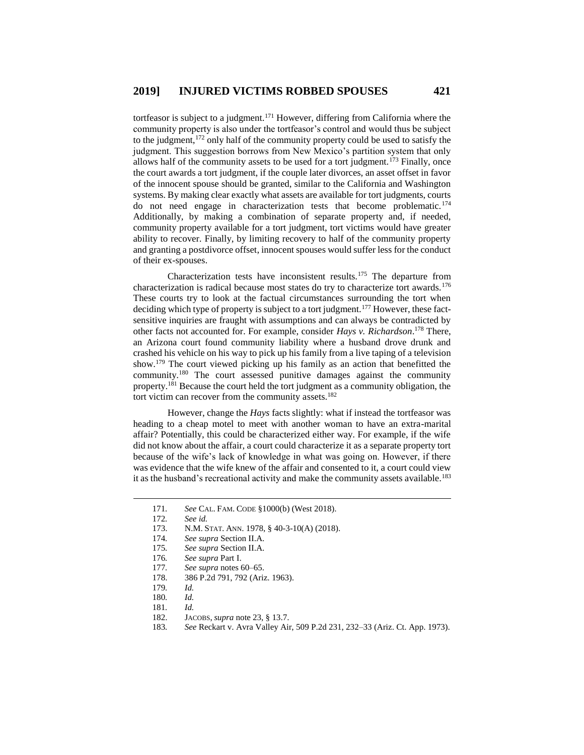tortfeasor is subject to a judgment.[171] However, differing from California where the community property is also under the tortfeasor's control and would thus be subject to the judgment,[172] only half of the community property could be used to satisfy the judgment. This suggestion borrows from New Mexico's partition system that only allows half of the community assets to be used for a tort judgment.[173] Finally, once the court awards a tort judgment, if the couple later divorces, an asset offset in favor of the innocent spouse should be granted, similar to the California and Washington systems. By making clear exactly what assets are available for tort judgments, courts do not need engage in characterization tests that become problematic.[174] Additionally, by making a combination of separate property and, if needed, community property available for a tort judgment, tort victims would have greater ability to recover. Finally, by limiting recovery to half of the community property and granting a postdivorce offset, innocent spouses would suffer less for the conduct of their ex-spouses.

Characterization tests have inconsistent results.[175] The departure from characterization is radical because most states do try to characterize tort awards.[176] These courts try to look at the factual circumstances surrounding the tort when deciding which type of property is subject to a tort judgment.[177] However, these fact-sensitive inquiries are fraught with assumptions and can always be contradicted by other facts not accounted for. For example, consider *Hays v. Richardson*.[178] There, an Arizona court found community liability where a husband drove drunk and crashed his vehicle on his way to pick up his family from a live taping of a television show.[179] The court viewed picking up his family as an action that benefitted the community.[180] The court assessed punitive damages against the community property.[181] Because the court held the tort judgment as a community obligation, the tort victim can recover from the community assets.[182]

However, change the *Hays* facts slightly: what if instead the tortfeasor was heading to a cheap motel to meet with another woman to have an extra-marital affair? Potentially, this could be characterized either way. For example, if the wife did not know about the affair, a court could characterize it as a separate property tort because of the wife's lack of knowledge in what was going on. However, if there was evidence that the wife knew of the affair and consented to it, a court could view it as the husband's recreational activity and make the community assets available.[183]

---

171. *See* CAL. FAM. CODE §1000(b) (West 2018).
172. *See id.*
173. N.M. STAT. ANN. 1978, § 40-3-10(A) (2018).
174. *See supra* Section II.A.
175. *See supra* Section II.A.
176. *See supra* Part I.
177. *See supra* notes 60–65.
178. 386 P.2d 791, 792 (Ariz. 1963).
179. *Id.*
180. *Id.*
181. *Id.*
182. JACOBS, *supra* note 23, § 13.7.
183. *See* Reckart v. Avra Valley Air, 509 P.2d 231, 232–33 (Ariz. Ct. App. 1973).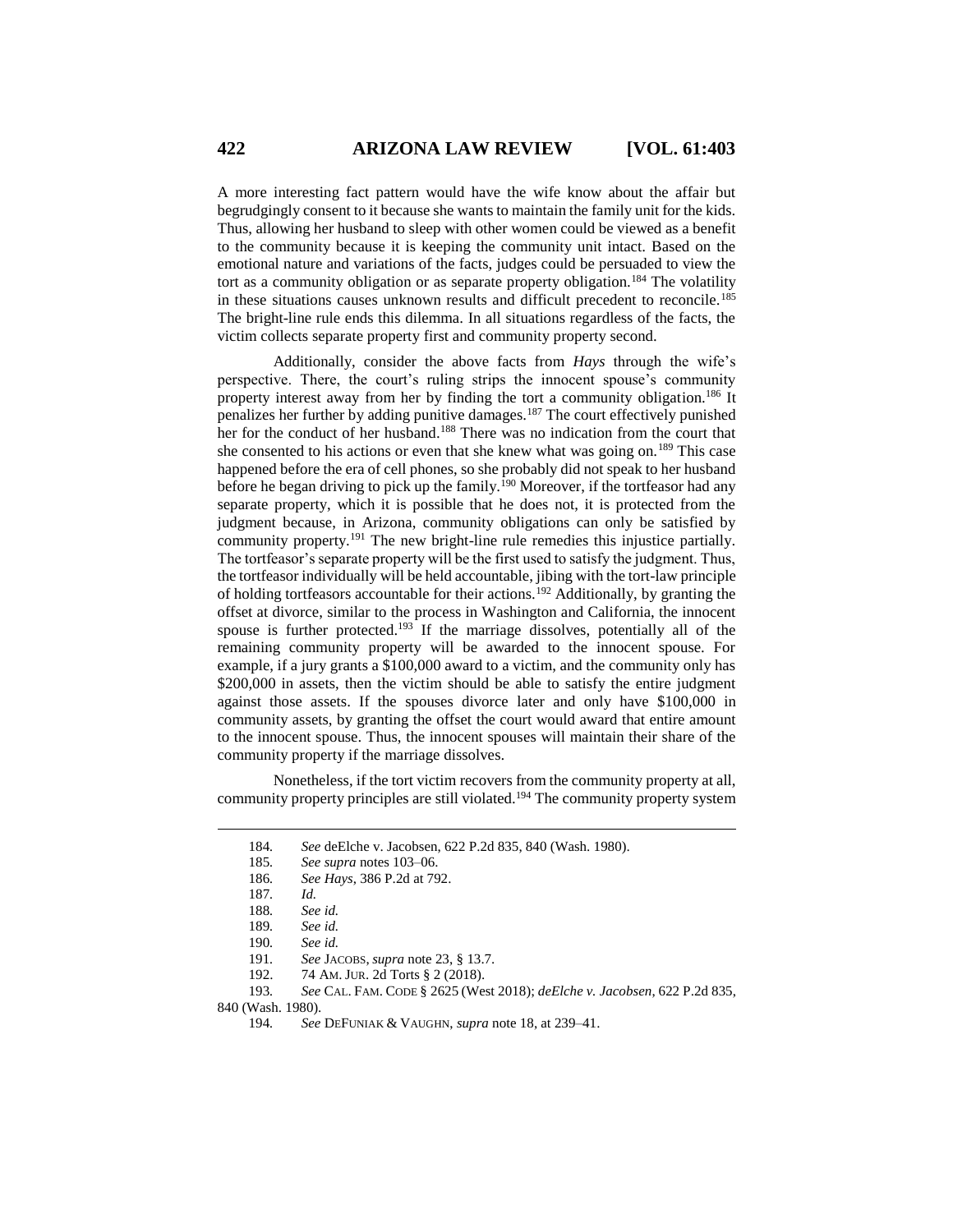A more interesting fact pattern would have the wife know about the affair but begrudgingly consent to it because she wants to maintain the family unit for the kids. Thus, allowing her husband to sleep with other women could be viewed as a benefit to the community because it is keeping the community unit intact. Based on the emotional nature and variations of the facts, judges could be persuaded to view the tort as a community obligation or as separate property obligation.[184] The volatility in these situations causes unknown results and difficult precedent to reconcile.[185] The bright-line rule ends this dilemma. In all situations regardless of the facts, the victim collects separate property first and community property second.

Additionally, consider the above facts from *Hays* through the wife's perspective. There, the court's ruling strips the innocent spouse's community property interest away from her by finding the tort a community obligation.[186] It penalizes her further by adding punitive damages.[187] The court effectively punished her for the conduct of her husband.[188] There was no indication from the court that she consented to his actions or even that she knew what was going on.[189] This case happened before the era of cell phones, so she probably did not speak to her husband before he began driving to pick up the family.[190] Moreover, if the tortfeasor had any separate property, which it is possible that he does not, it is protected from the judgment because, in Arizona, community obligations can only be satisfied by community property.[191] The new bright-line rule remedies this injustice partially. The tortfeasor's separate property will be the first used to satisfy the judgment. Thus, the tortfeasor individually will be held accountable, jibing with the tort-law principle of holding tortfeasors accountable for their actions.[192] Additionally, by granting the offset at divorce, similar to the process in Washington and California, the innocent spouse is further protected.[193] If the marriage dissolves, potentially all of the remaining community property will be awarded to the innocent spouse. For example, if a jury grants a $100,000 award to a victim, and the community only has $200,000 in assets, then the victim should be able to satisfy the entire judgment against those assets. If the spouses divorce later and only have $100,000 in community assets, by granting the offset the court would award that entire amount to the innocent spouse. Thus, the innocent spouses will maintain their share of the community property if the marriage dissolves.

Nonetheless, if the tort victim recovers from the community property at all, community property principles are still violated.[194] The community property system

---

184. *See* deElche v. Jacobsen, 622 P.2d 835, 840 (Wash. 1980).

185. *See supra* notes 103–06.

186. *See Hays*, 386 P.2d at 792.

187. *Id.*

188. *See id.*

189. *See id.*

190. *See id.*

191. *See* JACOBS, *supra* note 23, § 13.7.

192. 74 AM. JUR. 2d Torts § 2 (2018).

193. *See* CAL. FAM. CODE § 2625 (West 2018); *deElche v. Jacobsen*, 622 P.2d 835, 840 (Wash. 1980).

194. *See* DEFUNIAK & VAUGHN, *supra* note 18, at 239–41.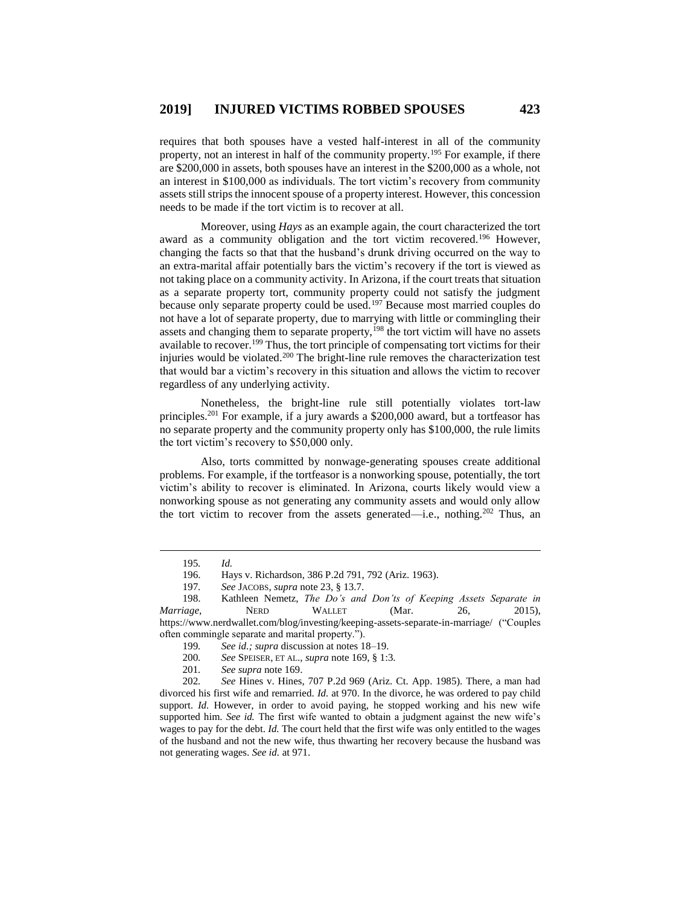requires that both spouses have a vested half-interest in all of the community property, not an interest in half of the community property.[195] For example, if there are $200,000 in assets, both spouses have an interest in the $200,000 as a whole, not an interest in $100,000 as individuals. The tort victim's recovery from community assets still strips the innocent spouse of a property interest. However, this concession needs to be made if the tort victim is to recover at all.

Moreover, using *Hays* as an example again, the court characterized the tort award as a community obligation and the tort victim recovered.[196] However, changing the facts so that that the husband's drunk driving occurred on the way to an extra-marital affair potentially bars the victim's recovery if the tort is viewed as not taking place on a community activity. In Arizona, if the court treats that situation as a separate property tort, community property could not satisfy the judgment because only separate property could be used.[197] Because most married couples do not have a lot of separate property, due to marrying with little or commingling their assets and changing them to separate property,[198] the tort victim will have no assets available to recover.[199] Thus, the tort principle of compensating tort victims for their injuries would be violated.[200] The bright-line rule removes the characterization test that would bar a victim's recovery in this situation and allows the victim to recover regardless of any underlying activity.

Nonetheless, the bright-line rule still potentially violates tort-law principles.[201] For example, if a jury awards a $200,000 award, but a tortfeasor has no separate property and the community property only has $100,000, the rule limits the tort victim's recovery to $50,000 only.

Also, torts committed by nonwage-generating spouses create additional problems. For example, if the tortfeasor is a nonworking spouse, potentially, the tort victim's ability to recover is eliminated. In Arizona, courts likely would view a nonworking spouse as not generating any community assets and would only allow the tort victim to recover from the assets generated—i.e., nothing.[202] Thus, an

---

195. *Id.*

196. Hays v. Richardson, 386 P.2d 791, 792 (Ariz. 1963).

197. *See* JACOBS, *supra* note 23, § 13.7.

198. Kathleen Nemetz, *The Do's and Don'ts of Keeping Assets Separate in Marriage*, NERD WALLET (Mar. 26, 2015), https://www.nerdwallet.com/blog/investing/keeping-assets-separate-in-marriage/ ("Couples often commingle separate and marital property.").

199. *See id.; supra* discussion at notes 18–19.

200. *See* SPEISER, ET AL., *supra* note 169, § 1:3.

201. *See supra* note 169.

202. *See* Hines v. Hines, 707 P.2d 969 (Ariz. Ct. App. 1985). There, a man had divorced his first wife and remarried. *Id.* at 970. In the divorce, he was ordered to pay child support. *Id.* However, in order to avoid paying, he stopped working and his new wife supported him. *See id.* The first wife wanted to obtain a judgment against the new wife's wages to pay for the debt. *Id.* The court held that the first wife was only entitled to the wages of the husband and not the new wife, thus thwarting her recovery because the husband was not generating wages. *See id.* at 971.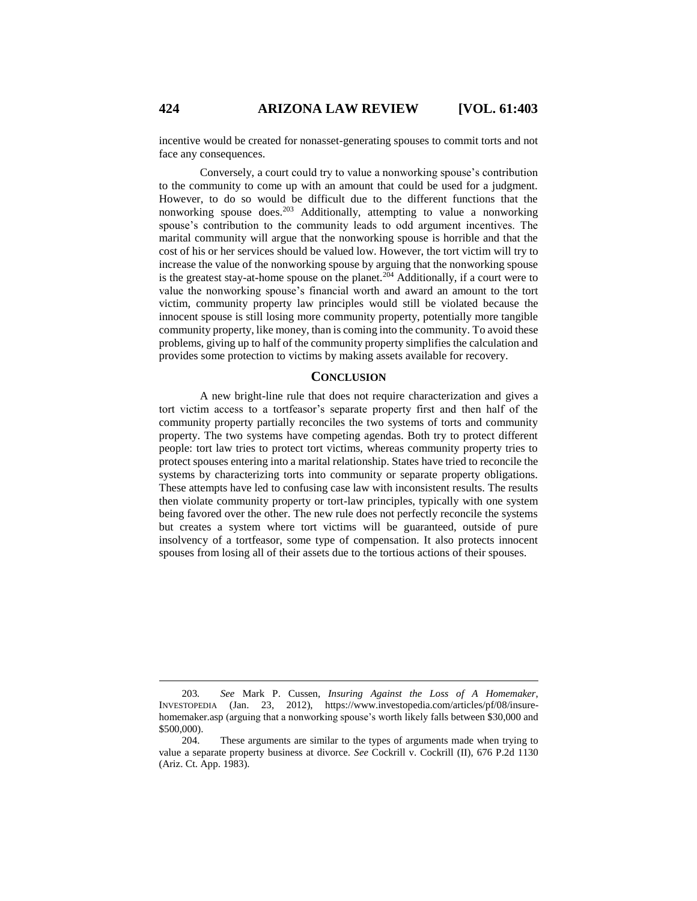incentive would be created for nonasset-generating spouses to commit torts and not face any consequences.

Conversely, a court could try to value a nonworking spouse's contribution to the community to come up with an amount that could be used for a judgment. However, to do so would be difficult due to the different functions that the nonworking spouse does.[203] Additionally, attempting to value a nonworking spouse's contribution to the community leads to odd argument incentives. The marital community will argue that the nonworking spouse is horrible and that the cost of his or her services should be valued low. However, the tort victim will try to increase the value of the nonworking spouse by arguing that the nonworking spouse is the greatest stay-at-home spouse on the planet.[204] Additionally, if a court were to value the nonworking spouse's financial worth and award an amount to the tort victim, community property law principles would still be violated because the innocent spouse is still losing more community property, potentially more tangible community property, like money, than is coming into the community. To avoid these problems, giving up to half of the community property simplifies the calculation and provides some protection to victims by making assets available for recovery.

## CONCLUSION

A new bright-line rule that does not require characterization and gives a tort victim access to a tortfeasor's separate property first and then half of the community property partially reconciles the two systems of torts and community property. The two systems have competing agendas. Both try to protect different people: tort law tries to protect tort victims, whereas community property tries to protect spouses entering into a marital relationship. States have tried to reconcile the systems by characterizing torts into community or separate property obligations. These attempts have led to confusing case law with inconsistent results. The results then violate community property or tort-law principles, typically with one system being favored over the other. The new rule does not perfectly reconcile the systems but creates a system where tort victims will be guaranteed, outside of pure insolvency of a tortfeasor, some type of compensation. It also protects innocent spouses from losing all of their assets due to the tortious actions of their spouses.

---

203. *See* Mark P. Cussen, *Insuring Against the Loss of A Homemaker*, INVESTOPEDIA (Jan. 23, 2012), https://www.investopedia.com/articles/pf/08/insure-homemaker.asp (arguing that a nonworking spouse's worth likely falls between $30,000 and $500,000).

204. These arguments are similar to the types of arguments made when trying to value a separate property business at divorce. *See* Cockrill v. Cockrill (II), 676 P.2d 1130 (Ariz. Ct. App. 1983).